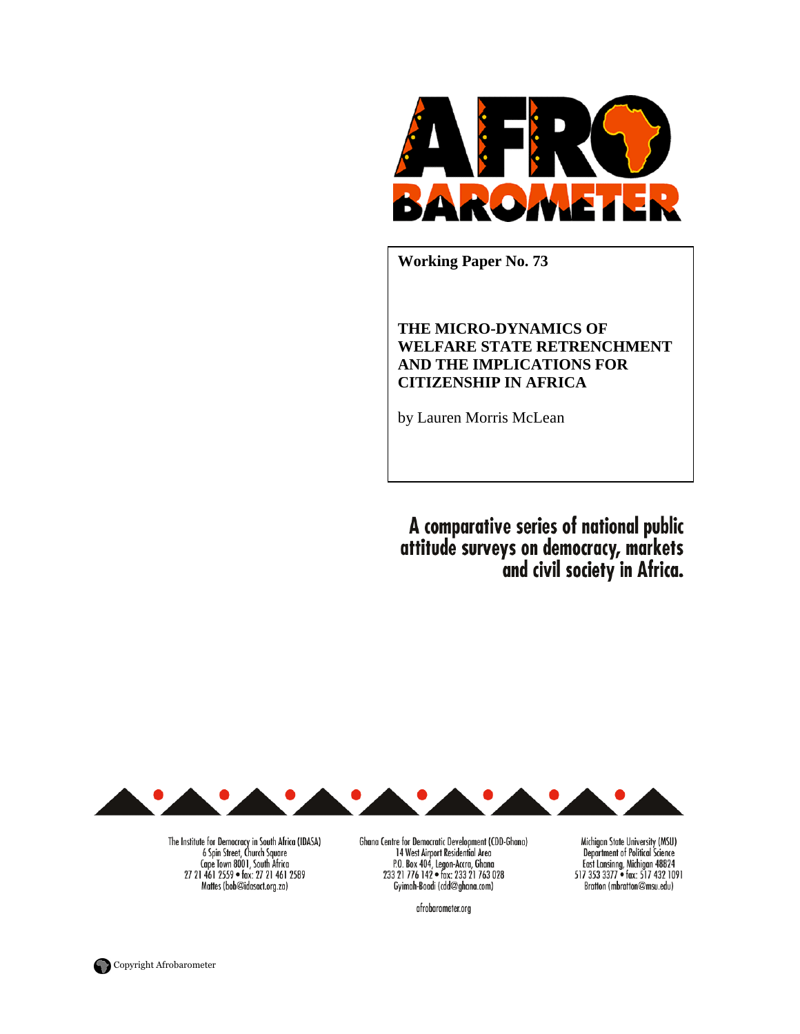AFRO BAROMETER

**Working Paper No. 73**

# THE MICRO-DYNAMICS OF WELFARE STATE RETRENCHMENT AND THE IMPLICATIONS FOR CITIZENSHIP IN AFRICA

by Lauren Morris McLean

**A comparative series of national public attitude surveys on democracy, markets and civil society in Africa.**

The Institute for Democracy in South Africa (IDASA)
6 Spin Street, Church Square
Cape Town 8001, South Africa
27 21 461 2559 • fax: 27 21 461 2589
Mattes (bob@idasact.org.za)

Ghana Centre for Democratic Development (CDD-Ghana)
14 West Airport Residential Area
P.O. Box 404, Legon-Accra, Ghana
233 21 776 142 • fax: 233 21 763 028
Gyimah-Boadi (cdd@ghana.com)

Michigan State University (MSU)
Department of Political Science
East Lansinng, Michigan 48824
517 353 3377 • fax: 517 432 1091
Bratton (mbratton@msu.edu)

afrobarometer.org

Copyright Afrobarometer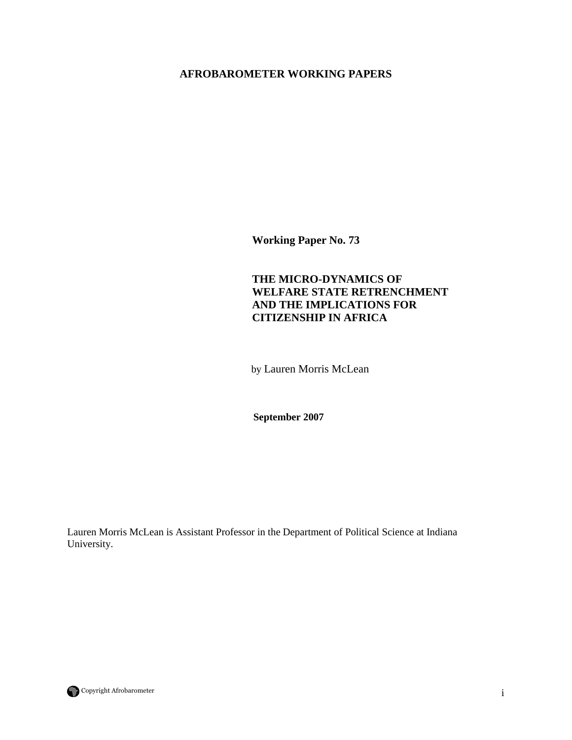**AFROBAROMETER WORKING PAPERS**

**Working Paper No. 73**

**THE MICRO-DYNAMICS OF WELFARE STATE RETRENCHMENT AND THE IMPLICATIONS FOR CITIZENSHIP IN AFRICA**

by Lauren Morris McLean

**September 2007**

Lauren Morris McLean is Assistant Professor in the Department of Political Science at Indiana University.

Copyright Afrobarometer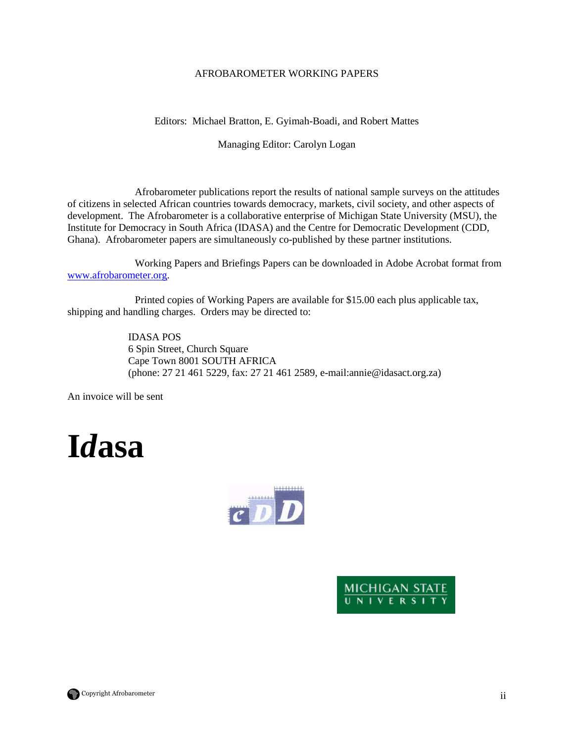AFROBAROMETER WORKING PAPERS

Editors: Michael Bratton, E. Gyimah-Boadi, and Robert Mattes

Managing Editor: Carolyn Logan

Afrobarometer publications report the results of national sample surveys on the attitudes of citizens in selected African countries towards democracy, markets, civil society, and other aspects of development. The Afrobarometer is a collaborative enterprise of Michigan State University (MSU), the Institute for Democracy in South Africa (IDASA) and the Centre for Democratic Development (CDD, Ghana). Afrobarometer papers are simultaneously co-published by these partner institutions.

Working Papers and Briefings Papers can be downloaded in Adobe Acrobat format from www.afrobarometer.org.

Printed copies of Working Papers are available for $15.00 each plus applicable tax, shipping and handling charges. Orders may be directed to:

IDASA POS
6 Spin Street, Church Square
Cape Town 8001 SOUTH AFRICA
(phone: 27 21 461 5229, fax: 27 21 461 2589, e-mail:annie@idasact.org.za)

An invoice will be sent

**I*d*asa**

cDD

MICHIGAN STATE UNIVERSITY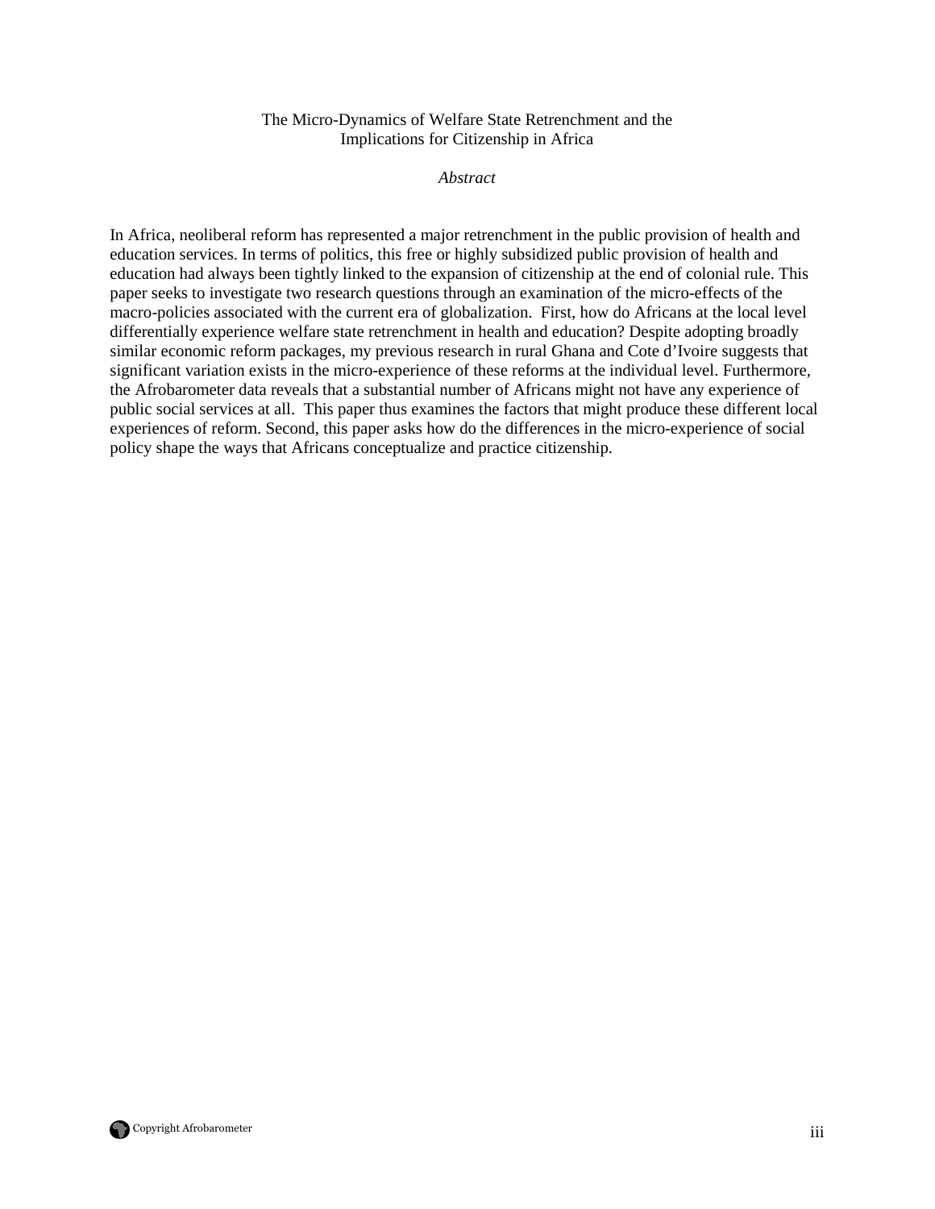# The Micro-Dynamics of Welfare State Retrenchment and the Implications for Citizenship in Africa

*Abstract*

In Africa, neoliberal reform has represented a major retrenchment in the public provision of health and education services. In terms of politics, this free or highly subsidized public provision of health and education had always been tightly linked to the expansion of citizenship at the end of colonial rule. This paper seeks to investigate two research questions through an examination of the micro-effects of the macro-policies associated with the current era of globalization. First, how do Africans at the local level differentially experience welfare state retrenchment in health and education? Despite adopting broadly similar economic reform packages, my previous research in rural Ghana and Cote d'Ivoire suggests that significant variation exists in the micro-experience of these reforms at the individual level. Furthermore, the Afrobarometer data reveals that a substantial number of Africans might not have any experience of public social services at all. This paper thus examines the factors that might produce these different local experiences of reform. Second, this paper asks how do the differences in the micro-experience of social policy shape the ways that Africans conceptualize and practice citizenship.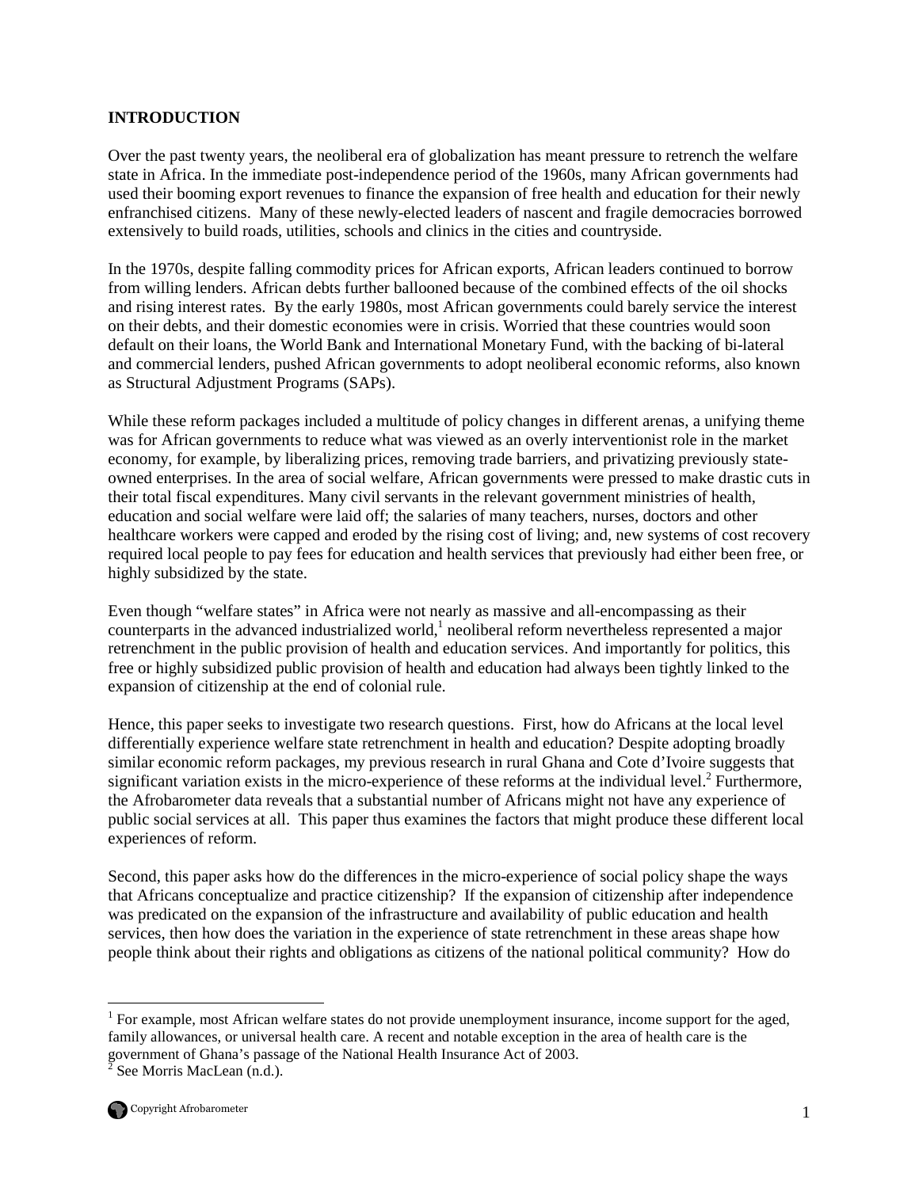**INTRODUCTION**

Over the past twenty years, the neoliberal era of globalization has meant pressure to retrench the welfare state in Africa. In the immediate post-independence period of the 1960s, many African governments had used their booming export revenues to finance the expansion of free health and education for their newly enfranchised citizens. Many of these newly-elected leaders of nascent and fragile democracies borrowed extensively to build roads, utilities, schools and clinics in the cities and countryside.

In the 1970s, despite falling commodity prices for African exports, African leaders continued to borrow from willing lenders. African debts further ballooned because of the combined effects of the oil shocks and rising interest rates. By the early 1980s, most African governments could barely service the interest on their debts, and their domestic economies were in crisis. Worried that these countries would soon default on their loans, the World Bank and International Monetary Fund, with the backing of bi-lateral and commercial lenders, pushed African governments to adopt neoliberal economic reforms, also known as Structural Adjustment Programs (SAPs).

While these reform packages included a multitude of policy changes in different arenas, a unifying theme was for African governments to reduce what was viewed as an overly interventionist role in the market economy, for example, by liberalizing prices, removing trade barriers, and privatizing previously state-owned enterprises. In the area of social welfare, African governments were pressed to make drastic cuts in their total fiscal expenditures. Many civil servants in the relevant government ministries of health, education and social welfare were laid off; the salaries of many teachers, nurses, doctors and other healthcare workers were capped and eroded by the rising cost of living; and, new systems of cost recovery required local people to pay fees for education and health services that previously had either been free, or highly subsidized by the state.

Even though "welfare states" in Africa were not nearly as massive and all-encompassing as their counterparts in the advanced industrialized world,[1] neoliberal reform nevertheless represented a major retrenchment in the public provision of health and education services. And importantly for politics, this free or highly subsidized public provision of health and education had always been tightly linked to the expansion of citizenship at the end of colonial rule.

Hence, this paper seeks to investigate two research questions. First, how do Africans at the local level differentially experience welfare state retrenchment in health and education? Despite adopting broadly similar economic reform packages, my previous research in rural Ghana and Cote d'Ivoire suggests that significant variation exists in the micro-experience of these reforms at the individual level.[2] Furthermore, the Afrobarometer data reveals that a substantial number of Africans might not have any experience of public social services at all. This paper thus examines the factors that might produce these different local experiences of reform.

Second, this paper asks how do the differences in the micro-experience of social policy shape the ways that Africans conceptualize and practice citizenship? If the expansion of citizenship after independence was predicated on the expansion of the infrastructure and availability of public education and health services, then how does the variation in the experience of state retrenchment in these areas shape how people think about their rights and obligations as citizens of the national political community? How do

[1] For example, most African welfare states do not provide unemployment insurance, income support for the aged, family allowances, or universal health care. A recent and notable exception in the area of health care is the government of Ghana's passage of the National Health Insurance Act of 2003.

[2] See Morris MacLean (n.d.).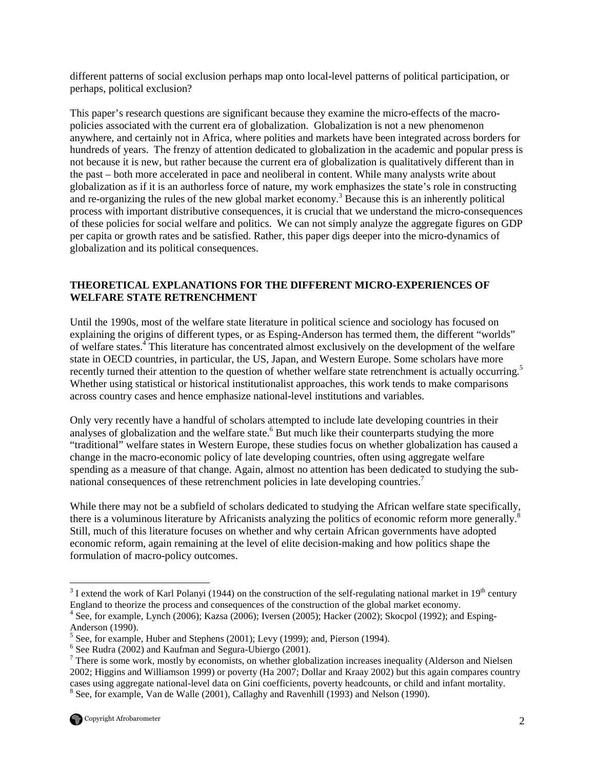different patterns of social exclusion perhaps map onto local-level patterns of political participation, or perhaps, political exclusion?

This paper's research questions are significant because they examine the micro-effects of the macro-policies associated with the current era of globalization. Globalization is not a new phenomenon anywhere, and certainly not in Africa, where polities and markets have been integrated across borders for hundreds of years. The frenzy of attention dedicated to globalization in the academic and popular press is not because it is new, but rather because the current era of globalization is qualitatively different than in the past – both more accelerated in pace and neoliberal in content. While many analysts write about globalization as if it is an authorless force of nature, my work emphasizes the state's role in constructing and re-organizing the rules of the new global market economy.[3] Because this is an inherently political process with important distributive consequences, it is crucial that we understand the micro-consequences of these policies for social welfare and politics. We can not simply analyze the aggregate figures on GDP per capita or growth rates and be satisfied. Rather, this paper digs deeper into the micro-dynamics of globalization and its political consequences.

## THEORETICAL EXPLANATIONS FOR THE DIFFERENT MICRO-EXPERIENCES OF WELFARE STATE RETRENCHMENT

Until the 1990s, most of the welfare state literature in political science and sociology has focused on explaining the origins of different types, or as Esping-Anderson has termed them, the different "worlds" of welfare states.[4] This literature has concentrated almost exclusively on the development of the welfare state in OECD countries, in particular, the US, Japan, and Western Europe. Some scholars have more recently turned their attention to the question of whether welfare state retrenchment is actually occurring.[5] Whether using statistical or historical institutionalist approaches, this work tends to make comparisons across country cases and hence emphasize national-level institutions and variables.

Only very recently have a handful of scholars attempted to include late developing countries in their analyses of globalization and the welfare state.[6] But much like their counterparts studying the more "traditional" welfare states in Western Europe, these studies focus on whether globalization has caused a change in the macro-economic policy of late developing countries, often using aggregate welfare spending as a measure of that change. Again, almost no attention has been dedicated to studying the sub-national consequences of these retrenchment policies in late developing countries.[7]

While there may not be a subfield of scholars dedicated to studying the African welfare state specifically, there is a voluminous literature by Africanists analyzing the politics of economic reform more generally.[8] Still, much of this literature focuses on whether and why certain African governments have adopted economic reform, again remaining at the level of elite decision-making and how politics shape the formulation of macro-policy outcomes.

---

[3] I extend the work of Karl Polanyi (1944) on the construction of the self-regulating national market in 19th century England to theorize the process and consequences of the construction of the global market economy.

[4] See, for example, Lynch (2006); Kazsa (2006); Iversen (2005); Hacker (2002); Skocpol (1992); and Esping-Anderson (1990).

[5] See, for example, Huber and Stephens (2001); Levy (1999); and, Pierson (1994).

[6] See Rudra (2002) and Kaufman and Segura-Ubiergo (2001).

[7] There is some work, mostly by economists, on whether globalization increases inequality (Alderson and Nielsen 2002; Higgins and Williamson 1999) or poverty (Ha 2007; Dollar and Kraay 2002) but this again compares country cases using aggregate national-level data on Gini coefficients, poverty headcounts, or child and infant mortality.

[8] See, for example, Van de Walle (2001), Callaghy and Ravenhill (1993) and Nelson (1990).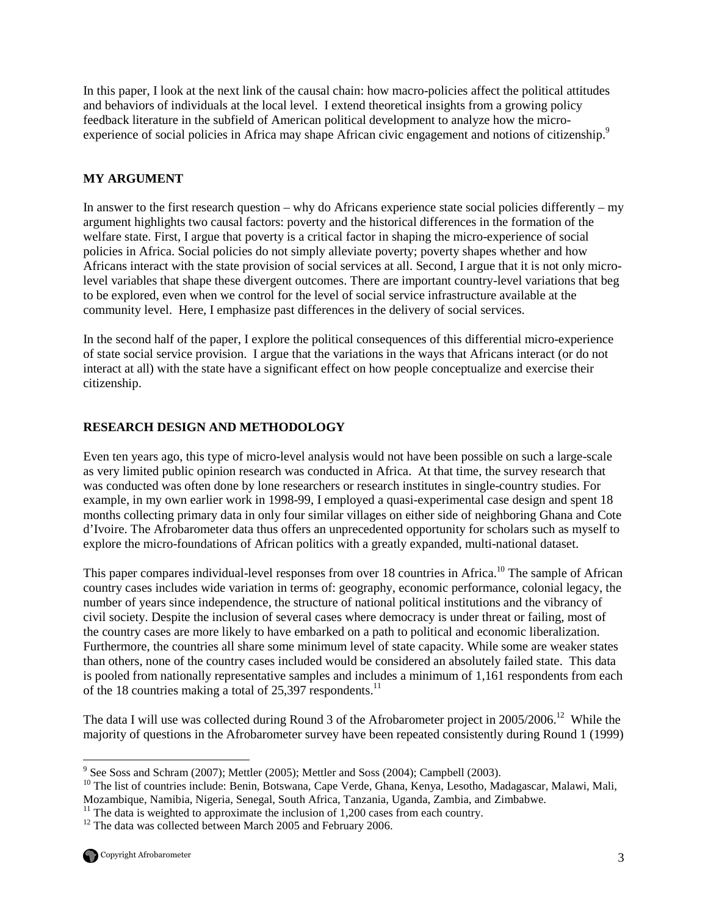In this paper, I look at the next link of the causal chain: how macro-policies affect the political attitudes and behaviors of individuals at the local level. I extend theoretical insights from a growing policy feedback literature in the subfield of American political development to analyze how the micro-experience of social policies in Africa may shape African civic engagement and notions of citizenship.[9]

## MY ARGUMENT

In answer to the first research question – why do Africans experience state social policies differently – my argument highlights two causal factors: poverty and the historical differences in the formation of the welfare state. First, I argue that poverty is a critical factor in shaping the micro-experience of social policies in Africa. Social policies do not simply alleviate poverty; poverty shapes whether and how Africans interact with the state provision of social services at all. Second, I argue that it is not only micro-level variables that shape these divergent outcomes. There are important country-level variations that beg to be explored, even when we control for the level of social service infrastructure available at the community level. Here, I emphasize past differences in the delivery of social services.

In the second half of the paper, I explore the political consequences of this differential micro-experience of state social service provision. I argue that the variations in the ways that Africans interact (or do not interact at all) with the state have a significant effect on how people conceptualize and exercise their citizenship.

## RESEARCH DESIGN AND METHODOLOGY

Even ten years ago, this type of micro-level analysis would not have been possible on such a large-scale as very limited public opinion research was conducted in Africa. At that time, the survey research that was conducted was often done by lone researchers or research institutes in single-country studies. For example, in my own earlier work in 1998-99, I employed a quasi-experimental case design and spent 18 months collecting primary data in only four similar villages on either side of neighboring Ghana and Cote d'Ivoire. The Afrobarometer data thus offers an unprecedented opportunity for scholars such as myself to explore the micro-foundations of African politics with a greatly expanded, multi-national dataset.

This paper compares individual-level responses from over 18 countries in Africa.[10] The sample of African country cases includes wide variation in terms of: geography, economic performance, colonial legacy, the number of years since independence, the structure of national political institutions and the vibrancy of civil society. Despite the inclusion of several cases where democracy is under threat or failing, most of the country cases are more likely to have embarked on a path to political and economic liberalization. Furthermore, the countries all share some minimum level of state capacity. While some are weaker states than others, none of the country cases included would be considered an absolutely failed state. This data is pooled from nationally representative samples and includes a minimum of 1,161 respondents from each of the 18 countries making a total of 25,397 respondents.[11]

The data I will use was collected during Round 3 of the Afrobarometer project in 2005/2006.[12] While the majority of questions in the Afrobarometer survey have been repeated consistently during Round 1 (1999)

---

[9] See Soss and Schram (2007); Mettler (2005); Mettler and Soss (2004); Campbell (2003).

[10] The list of countries include: Benin, Botswana, Cape Verde, Ghana, Kenya, Lesotho, Madagascar, Malawi, Mali, Mozambique, Namibia, Nigeria, Senegal, South Africa, Tanzania, Uganda, Zambia, and Zimbabwe.

[11] The data is weighted to approximate the inclusion of 1,200 cases from each country.

[12] The data was collected between March 2005 and February 2006.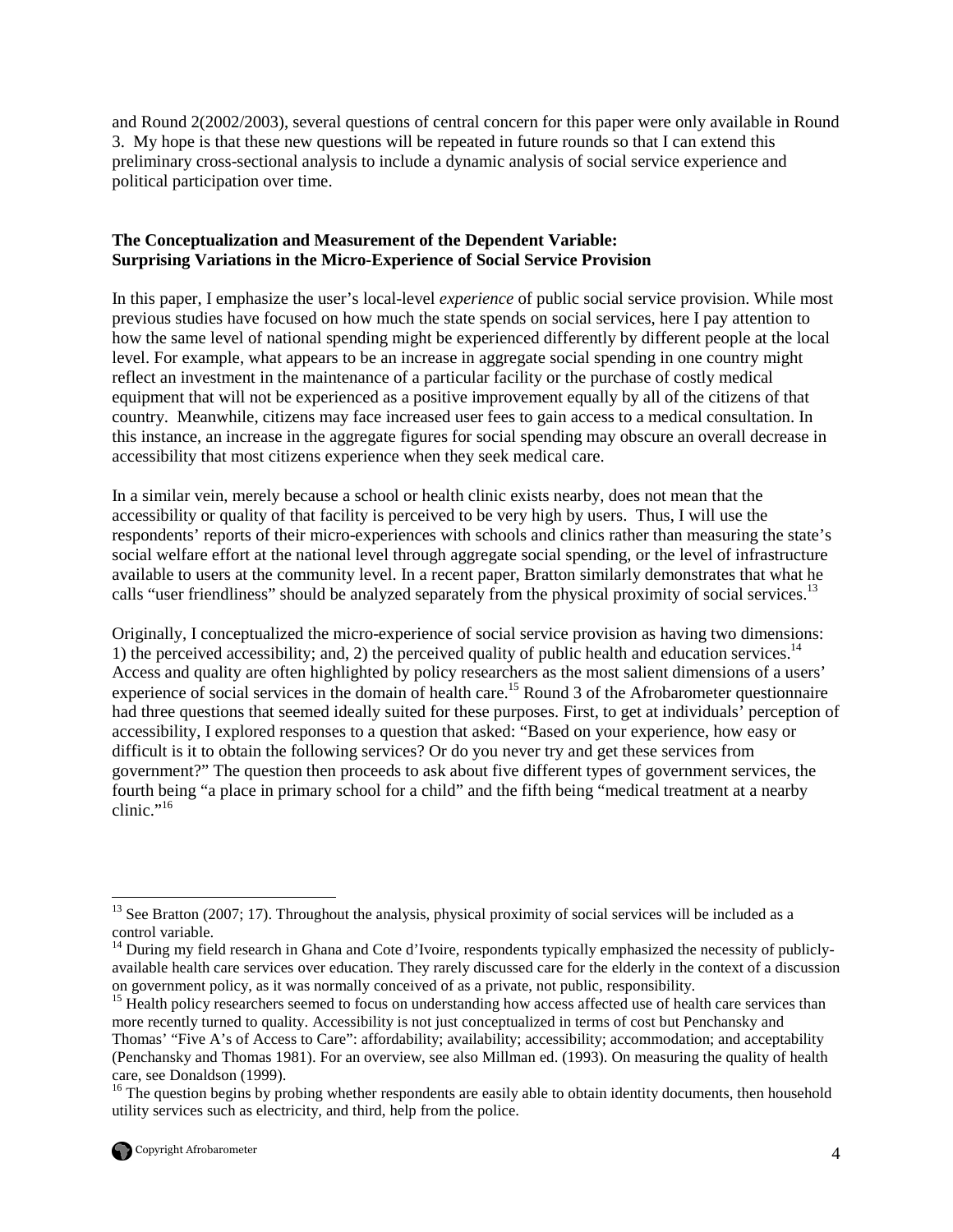and Round 2(2002/2003), several questions of central concern for this paper were only available in Round 3. My hope is that these new questions will be repeated in future rounds so that I can extend this preliminary cross-sectional analysis to include a dynamic analysis of social service experience and political participation over time.

**The Conceptualization and Measurement of the Dependent Variable: Surprising Variations in the Micro-Experience of Social Service Provision**

In this paper, I emphasize the user's local-level *experience* of public social service provision. While most previous studies have focused on how much the state spends on social services, here I pay attention to how the same level of national spending might be experienced differently by different people at the local level. For example, what appears to be an increase in aggregate social spending in one country might reflect an investment in the maintenance of a particular facility or the purchase of costly medical equipment that will not be experienced as a positive improvement equally by all of the citizens of that country. Meanwhile, citizens may face increased user fees to gain access to a medical consultation. In this instance, an increase in the aggregate figures for social spending may obscure an overall decrease in accessibility that most citizens experience when they seek medical care.

In a similar vein, merely because a school or health clinic exists nearby, does not mean that the accessibility or quality of that facility is perceived to be very high by users. Thus, I will use the respondents' reports of their micro-experiences with schools and clinics rather than measuring the state's social welfare effort at the national level through aggregate social spending, or the level of infrastructure available to users at the community level. In a recent paper, Bratton similarly demonstrates that what he calls "user friendliness" should be analyzed separately from the physical proximity of social services.[13]

Originally, I conceptualized the micro-experience of social service provision as having two dimensions: 1) the perceived accessibility; and, 2) the perceived quality of public health and education services.[14] Access and quality are often highlighted by policy researchers as the most salient dimensions of a users' experience of social services in the domain of health care.[15] Round 3 of the Afrobarometer questionnaire had three questions that seemed ideally suited for these purposes. First, to get at individuals' perception of accessibility, I explored responses to a question that asked: "Based on your experience, how easy or difficult is it to obtain the following services? Or do you never try and get these services from government?" The question then proceeds to ask about five different types of government services, the fourth being "a place in primary school for a child" and the fifth being "medical treatment at a nearby clinic."[16]

---

[13] See Bratton (2007; 17). Throughout the analysis, physical proximity of social services will be included as a control variable.

[14] During my field research in Ghana and Cote d'Ivoire, respondents typically emphasized the necessity of publicly-available health care services over education. They rarely discussed care for the elderly in the context of a discussion on government policy, as it was normally conceived of as a private, not public, responsibility.

[15] Health policy researchers seemed to focus on understanding how access affected use of health care services than more recently turned to quality. Accessibility is not just conceptualized in terms of cost but Penchansky and Thomas' "Five A's of Access to Care": affordability; availability; accessibility; accommodation; and acceptability (Penchansky and Thomas 1981). For an overview, see also Millman ed. (1993). On measuring the quality of health care, see Donaldson (1999).

[16] The question begins by probing whether respondents are easily able to obtain identity documents, then household utility services such as electricity, and third, help from the police.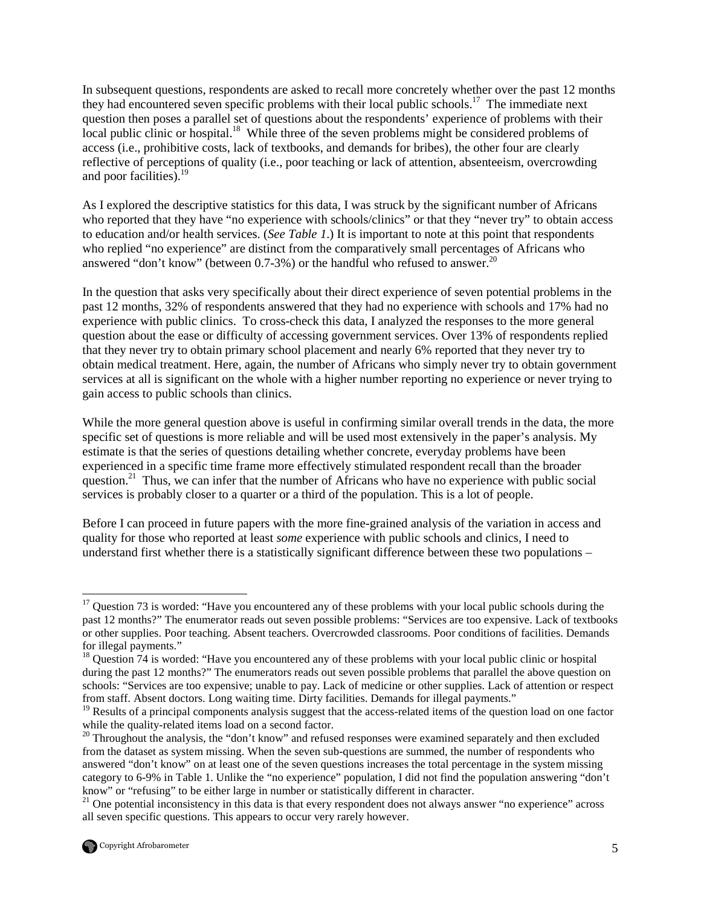In subsequent questions, respondents are asked to recall more concretely whether over the past 12 months they had encountered seven specific problems with their local public schools.[17] The immediate next question then poses a parallel set of questions about the respondents' experience of problems with their local public clinic or hospital.[18] While three of the seven problems might be considered problems of access (i.e., prohibitive costs, lack of textbooks, and demands for bribes), the other four are clearly reflective of perceptions of quality (i.e., poor teaching or lack of attention, absenteeism, overcrowding and poor facilities).[19]

As I explored the descriptive statistics for this data, I was struck by the significant number of Africans who reported that they have "no experience with schools/clinics" or that they "never try" to obtain access to education and/or health services. (*See Table 1*.) It is important to note at this point that respondents who replied "no experience" are distinct from the comparatively small percentages of Africans who answered "don't know" (between 0.7-3%) or the handful who refused to answer.[20]

In the question that asks very specifically about their direct experience of seven potential problems in the past 12 months, 32% of respondents answered that they had no experience with schools and 17% had no experience with public clinics. To cross-check this data, I analyzed the responses to the more general question about the ease or difficulty of accessing government services. Over 13% of respondents replied that they never try to obtain primary school placement and nearly 6% reported that they never try to obtain medical treatment. Here, again, the number of Africans who simply never try to obtain government services at all is significant on the whole with a higher number reporting no experience or never trying to gain access to public schools than clinics.

While the more general question above is useful in confirming similar overall trends in the data, the more specific set of questions is more reliable and will be used most extensively in the paper's analysis. My estimate is that the series of questions detailing whether concrete, everyday problems have been experienced in a specific time frame more effectively stimulated respondent recall than the broader question.[21] Thus, we can infer that the number of Africans who have no experience with public social services is probably closer to a quarter or a third of the population. This is a lot of people.

Before I can proceed in future papers with the more fine-grained analysis of the variation in access and quality for those who reported at least *some* experience with public schools and clinics, I need to understand first whether there is a statistically significant difference between these two populations –

---

[17] Question 73 is worded: "Have you encountered any of these problems with your local public schools during the past 12 months?" The enumerator reads out seven possible problems: "Services are too expensive. Lack of textbooks or other supplies. Poor teaching. Absent teachers. Overcrowded classrooms. Poor conditions of facilities. Demands for illegal payments."

[18] Question 74 is worded: "Have you encountered any of these problems with your local public clinic or hospital during the past 12 months?" The enumerators reads out seven possible problems that parallel the above question on schools: "Services are too expensive; unable to pay. Lack of medicine or other supplies. Lack of attention or respect from staff. Absent doctors. Long waiting time. Dirty facilities. Demands for illegal payments."

[19] Results of a principal components analysis suggest that the access-related items of the question load on one factor while the quality-related items load on a second factor.

[20] Throughout the analysis, the "don't know" and refused responses were examined separately and then excluded from the dataset as system missing. When the seven sub-questions are summed, the number of respondents who answered "don't know" on at least one of the seven questions increases the total percentage in the system missing category to 6-9% in Table 1. Unlike the "no experience" population, I did not find the population answering "don't know" or "refusing" to be either large in number or statistically different in character.

[21] One potential inconsistency in this data is that every respondent does not always answer "no experience" across all seven specific questions. This appears to occur very rarely however.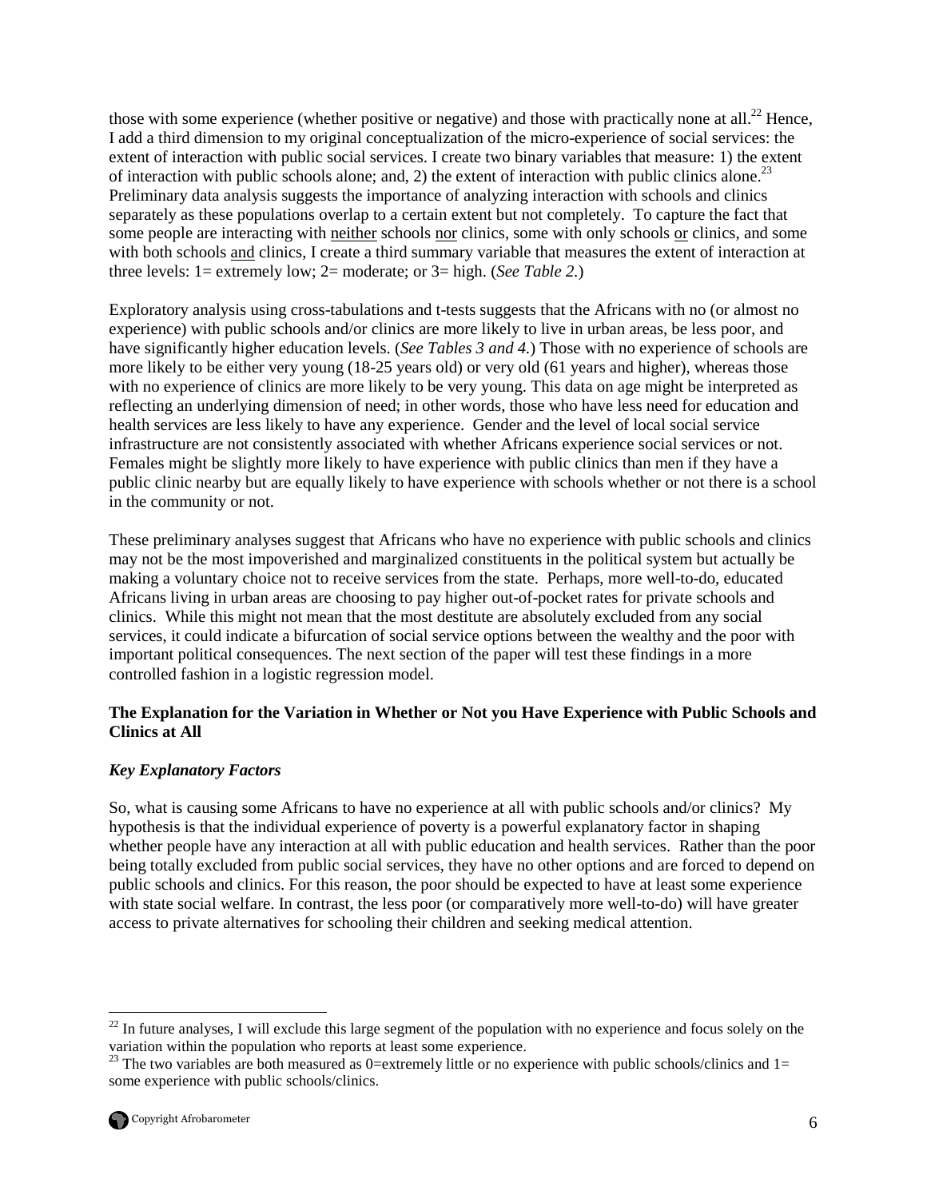those with some experience (whether positive or negative) and those with practically none at all.[22] Hence, I add a third dimension to my original conceptualization of the micro-experience of social services: the extent of interaction with public social services. I create two binary variables that measure: 1) the extent of interaction with public schools alone; and, 2) the extent of interaction with public clinics alone.[23] Preliminary data analysis suggests the importance of analyzing interaction with schools and clinics separately as these populations overlap to a certain extent but not completely. To capture the fact that some people are interacting with neither schools nor clinics, some with only schools or clinics, and some with both schools and clinics, I create a third summary variable that measures the extent of interaction at three levels: 1= extremely low; 2= moderate; or 3= high. (*See Table 2.*)

Exploratory analysis using cross-tabulations and t-tests suggests that the Africans with no (or almost no experience) with public schools and/or clinics are more likely to live in urban areas, be less poor, and have significantly higher education levels. (*See Tables 3 and 4.*) Those with no experience of schools are more likely to be either very young (18-25 years old) or very old (61 years and higher), whereas those with no experience of clinics are more likely to be very young. This data on age might be interpreted as reflecting an underlying dimension of need; in other words, those who have less need for education and health services are less likely to have any experience. Gender and the level of local social service infrastructure are not consistently associated with whether Africans experience social services or not. Females might be slightly more likely to have experience with public clinics than men if they have a public clinic nearby but are equally likely to have experience with schools whether or not there is a school in the community or not.

These preliminary analyses suggest that Africans who have no experience with public schools and clinics may not be the most impoverished and marginalized constituents in the political system but actually be making a voluntary choice not to receive services from the state. Perhaps, more well-to-do, educated Africans living in urban areas are choosing to pay higher out-of-pocket rates for private schools and clinics. While this might not mean that the most destitute are absolutely excluded from any social services, it could indicate a bifurcation of social service options between the wealthy and the poor with important political consequences. The next section of the paper will test these findings in a more controlled fashion in a logistic regression model.

**The Explanation for the Variation in Whether or Not you Have Experience with Public Schools and Clinics at All**

***Key Explanatory Factors***

So, what is causing some Africans to have no experience at all with public schools and/or clinics? My hypothesis is that the individual experience of poverty is a powerful explanatory factor in shaping whether people have any interaction at all with public education and health services. Rather than the poor being totally excluded from public social services, they have no other options and are forced to depend on public schools and clinics. For this reason, the poor should be expected to have at least some experience with state social welfare. In contrast, the less poor (or comparatively more well-to-do) will have greater access to private alternatives for schooling their children and seeking medical attention.

[22] In future analyses, I will exclude this large segment of the population with no experience and focus solely on the variation within the population who reports at least some experience.

[23] The two variables are both measured as 0=extremely little or no experience with public schools/clinics and 1= some experience with public schools/clinics.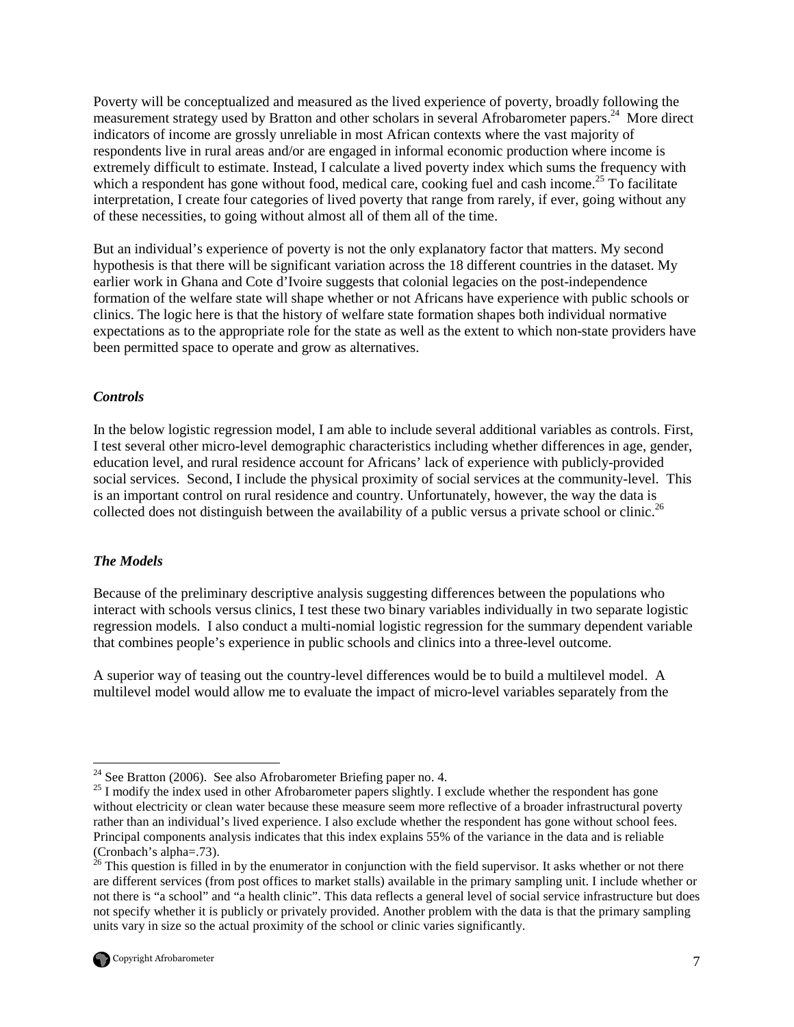Poverty will be conceptualized and measured as the lived experience of poverty, broadly following the measurement strategy used by Bratton and other scholars in several Afrobarometer papers.[24] More direct indicators of income are grossly unreliable in most African contexts where the vast majority of respondents live in rural areas and/or are engaged in informal economic production where income is extremely difficult to estimate. Instead, I calculate a lived poverty index which sums the frequency with which a respondent has gone without food, medical care, cooking fuel and cash income.[25] To facilitate interpretation, I create four categories of lived poverty that range from rarely, if ever, going without any of these necessities, to going without almost all of them all of the time.

But an individual's experience of poverty is not the only explanatory factor that matters. My second hypothesis is that there will be significant variation across the 18 different countries in the dataset. My earlier work in Ghana and Cote d'Ivoire suggests that colonial legacies on the post-independence formation of the welfare state will shape whether or not Africans have experience with public schools or clinics. The logic here is that the history of welfare state formation shapes both individual normative expectations as to the appropriate role for the state as well as the extent to which non-state providers have been permitted space to operate and grow as alternatives.

### *Controls*

In the below logistic regression model, I am able to include several additional variables as controls. First, I test several other micro-level demographic characteristics including whether differences in age, gender, education level, and rural residence account for Africans' lack of experience with publicly-provided social services. Second, I include the physical proximity of social services at the community-level. This is an important control on rural residence and country. Unfortunately, however, the way the data is collected does not distinguish between the availability of a public versus a private school or clinic.[26]

### *The Models*

Because of the preliminary descriptive analysis suggesting differences between the populations who interact with schools versus clinics, I test these two binary variables individually in two separate logistic regression models. I also conduct a multi-nomial logistic regression for the summary dependent variable that combines people's experience in public schools and clinics into a three-level outcome.

A superior way of teasing out the country-level differences would be to build a multilevel model. A multilevel model would allow me to evaluate the impact of micro-level variables separately from the

---

[24] See Bratton (2006). See also Afrobarometer Briefing paper no. 4.

[25] I modify the index used in other Afrobarometer papers slightly. I exclude whether the respondent has gone without electricity or clean water because these measure seem more reflective of a broader infrastructural poverty rather than an individual's lived experience. I also exclude whether the respondent has gone without school fees. Principal components analysis indicates that this index explains 55% of the variance in the data and is reliable (Cronbach's alpha=.73).

[26] This question is filled in by the enumerator in conjunction with the field supervisor. It asks whether or not there are different services (from post offices to market stalls) available in the primary sampling unit. I include whether or not there is "a school" and "a health clinic". This data reflects a general level of social service infrastructure but does not specify whether it is publicly or privately provided. Another problem with the data is that the primary sampling units vary in size so the actual proximity of the school or clinic varies significantly.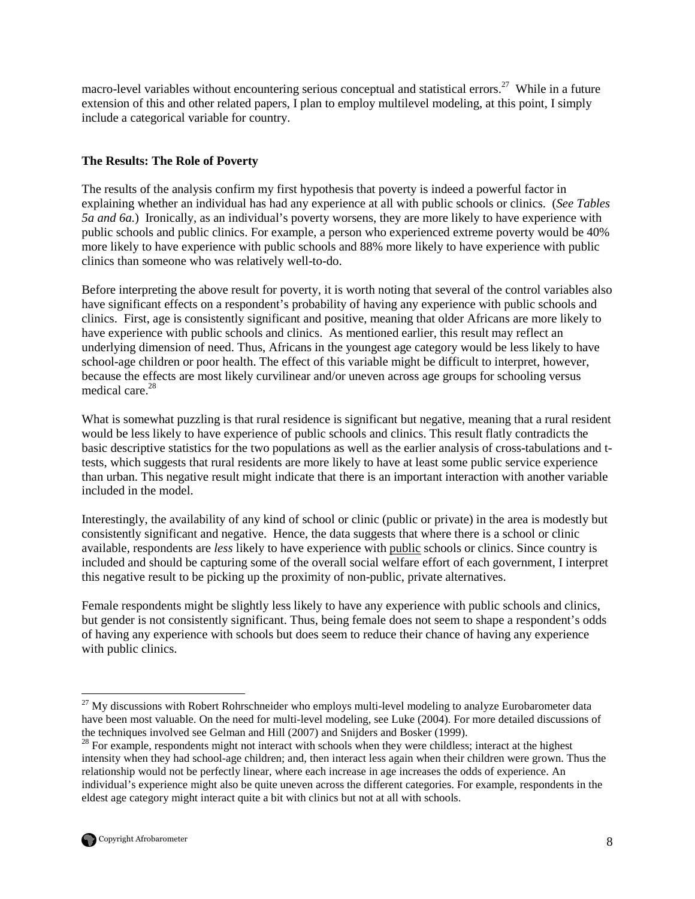macro-level variables without encountering serious conceptual and statistical errors.[27] While in a future extension of this and other related papers, I plan to employ multilevel modeling, at this point, I simply include a categorical variable for country.

**The Results: The Role of Poverty**

The results of the analysis confirm my first hypothesis that poverty is indeed a powerful factor in explaining whether an individual has had any experience at all with public schools or clinics. (*See Tables 5a and 6a.*) Ironically, as an individual's poverty worsens, they are more likely to have experience with public schools and public clinics. For example, a person who experienced extreme poverty would be 40% more likely to have experience with public schools and 88% more likely to have experience with public clinics than someone who was relatively well-to-do.

Before interpreting the above result for poverty, it is worth noting that several of the control variables also have significant effects on a respondent's probability of having any experience with public schools and clinics. First, age is consistently significant and positive, meaning that older Africans are more likely to have experience with public schools and clinics. As mentioned earlier, this result may reflect an underlying dimension of need. Thus, Africans in the youngest age category would be less likely to have school-age children or poor health. The effect of this variable might be difficult to interpret, however, because the effects are most likely curvilinear and/or uneven across age groups for schooling versus medical care.[28]

What is somewhat puzzling is that rural residence is significant but negative, meaning that a rural resident would be less likely to have experience of public schools and clinics. This result flatly contradicts the basic descriptive statistics for the two populations as well as the earlier analysis of cross-tabulations and t-tests, which suggests that rural residents are more likely to have at least some public service experience than urban. This negative result might indicate that there is an important interaction with another variable included in the model.

Interestingly, the availability of any kind of school or clinic (public or private) in the area is modestly but consistently significant and negative. Hence, the data suggests that where there is a school or clinic available, respondents are *less* likely to have experience with <u>public</u> schools or clinics. Since country is included and should be capturing some of the overall social welfare effort of each government, I interpret this negative result to be picking up the proximity of non-public, private alternatives.

Female respondents might be slightly less likely to have any experience with public schools and clinics, but gender is not consistently significant. Thus, being female does not seem to shape a respondent's odds of having any experience with schools but does seem to reduce their chance of having any experience with public clinics.

---

[27] My discussions with Robert Rohrschneider who employs multi-level modeling to analyze Eurobarometer data have been most valuable. On the need for multi-level modeling, see Luke (2004). For more detailed discussions of the techniques involved see Gelman and Hill (2007) and Snijders and Bosker (1999).

[28] For example, respondents might not interact with schools when they were childless; interact at the highest intensity when they had school-age children; and, then interact less again when their children were grown. Thus the relationship would not be perfectly linear, where each increase in age increases the odds of experience. An individual's experience might also be quite uneven across the different categories. For example, respondents in the eldest age category might interact quite a bit with clinics but not at all with schools.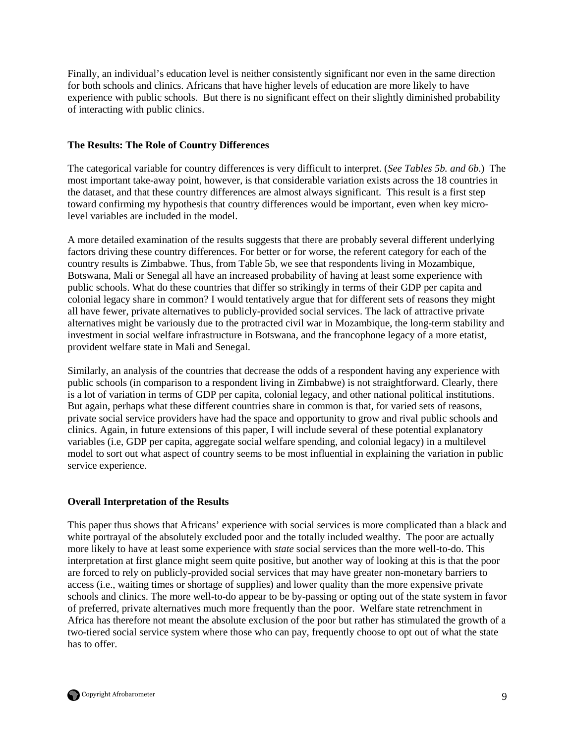Finally, an individual's education level is neither consistently significant nor even in the same direction for both schools and clinics. Africans that have higher levels of education are more likely to have experience with public schools. But there is no significant effect on their slightly diminished probability of interacting with public clinics.

**The Results: The Role of Country Differences**

The categorical variable for country differences is very difficult to interpret. (*See Tables 5b. and 6b.*) The most important take-away point, however, is that considerable variation exists across the 18 countries in the dataset, and that these country differences are almost always significant. This result is a first step toward confirming my hypothesis that country differences would be important, even when key micro-level variables are included in the model.

A more detailed examination of the results suggests that there are probably several different underlying factors driving these country differences. For better or for worse, the referent category for each of the country results is Zimbabwe. Thus, from Table 5b, we see that respondents living in Mozambique, Botswana, Mali or Senegal all have an increased probability of having at least some experience with public schools. What do these countries that differ so strikingly in terms of their GDP per capita and colonial legacy share in common? I would tentatively argue that for different sets of reasons they might all have fewer, private alternatives to publicly-provided social services. The lack of attractive private alternatives might be variously due to the protracted civil war in Mozambique, the long-term stability and investment in social welfare infrastructure in Botswana, and the francophone legacy of a more etatist, provident welfare state in Mali and Senegal.

Similarly, an analysis of the countries that decrease the odds of a respondent having any experience with public schools (in comparison to a respondent living in Zimbabwe) is not straightforward. Clearly, there is a lot of variation in terms of GDP per capita, colonial legacy, and other national political institutions. But again, perhaps what these different countries share in common is that, for varied sets of reasons, private social service providers have had the space and opportunity to grow and rival public schools and clinics. Again, in future extensions of this paper, I will include several of these potential explanatory variables (i.e, GDP per capita, aggregate social welfare spending, and colonial legacy) in a multilevel model to sort out what aspect of country seems to be most influential in explaining the variation in public service experience.

**Overall Interpretation of the Results**

This paper thus shows that Africans' experience with social services is more complicated than a black and white portrayal of the absolutely excluded poor and the totally included wealthy. The poor are actually more likely to have at least some experience with *state* social services than the more well-to-do. This interpretation at first glance might seem quite positive, but another way of looking at this is that the poor are forced to rely on publicly-provided social services that may have greater non-monetary barriers to access (i.e., waiting times or shortage of supplies) and lower quality than the more expensive private schools and clinics. The more well-to-do appear to be by-passing or opting out of the state system in favor of preferred, private alternatives much more frequently than the poor. Welfare state retrenchment in Africa has therefore not meant the absolute exclusion of the poor but rather has stimulated the growth of a two-tiered social service system where those who can pay, frequently choose to opt out of what the state has to offer.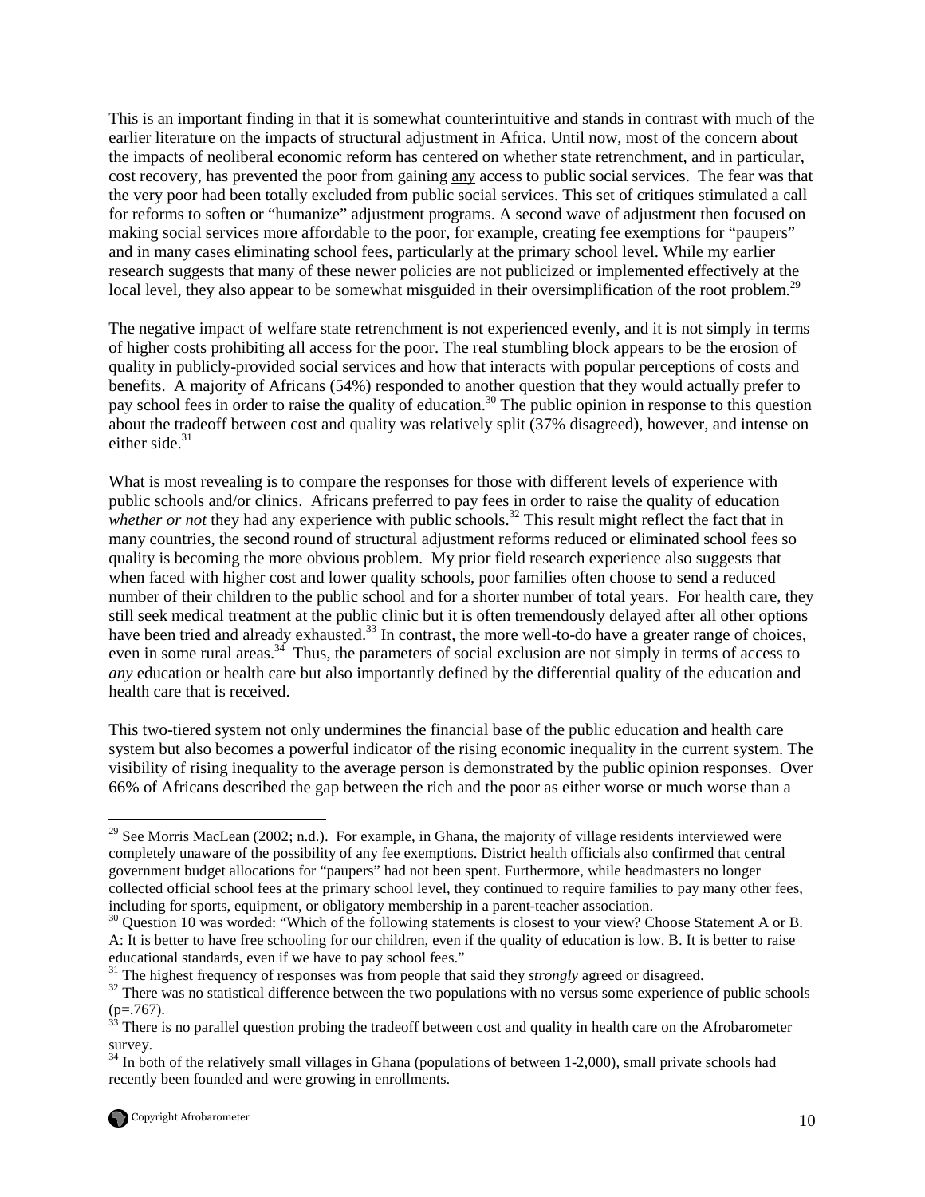This is an important finding in that it is somewhat counterintuitive and stands in contrast with much of the earlier literature on the impacts of structural adjustment in Africa. Until now, most of the concern about the impacts of neoliberal economic reform has centered on whether state retrenchment, and in particular, cost recovery, has prevented the poor from gaining any access to public social services. The fear was that the very poor had been totally excluded from public social services. This set of critiques stimulated a call for reforms to soften or "humanize" adjustment programs. A second wave of adjustment then focused on making social services more affordable to the poor, for example, creating fee exemptions for "paupers" and in many cases eliminating school fees, particularly at the primary school level. While my earlier research suggests that many of these newer policies are not publicized or implemented effectively at the local level, they also appear to be somewhat misguided in their oversimplification of the root problem.[29]

The negative impact of welfare state retrenchment is not experienced evenly, and it is not simply in terms of higher costs prohibiting all access for the poor. The real stumbling block appears to be the erosion of quality in publicly-provided social services and how that interacts with popular perceptions of costs and benefits. A majority of Africans (54%) responded to another question that they would actually prefer to pay school fees in order to raise the quality of education.[30] The public opinion in response to this question about the tradeoff between cost and quality was relatively split (37% disagreed), however, and intense on either side.[31]

What is most revealing is to compare the responses for those with different levels of experience with public schools and/or clinics. Africans preferred to pay fees in order to raise the quality of education *whether or not* they had any experience with public schools.[32] This result might reflect the fact that in many countries, the second round of structural adjustment reforms reduced or eliminated school fees so quality is becoming the more obvious problem. My prior field research experience also suggests that when faced with higher cost and lower quality schools, poor families often choose to send a reduced number of their children to the public school and for a shorter number of total years. For health care, they still seek medical treatment at the public clinic but it is often tremendously delayed after all other options have been tried and already exhausted.[33] In contrast, the more well-to-do have a greater range of choices, even in some rural areas.[34] Thus, the parameters of social exclusion are not simply in terms of access to *any* education or health care but also importantly defined by the differential quality of the education and health care that is received.

This two-tiered system not only undermines the financial base of the public education and health care system but also becomes a powerful indicator of the rising economic inequality in the current system. The visibility of rising inequality to the average person is demonstrated by the public opinion responses. Over 66% of Africans described the gap between the rich and the poor as either worse or much worse than a

---

[29] See Morris MacLean (2002; n.d.). For example, in Ghana, the majority of village residents interviewed were completely unaware of the possibility of any fee exemptions. District health officials also confirmed that central government budget allocations for "paupers" had not been spent. Furthermore, while headmasters no longer collected official school fees at the primary school level, they continued to require families to pay many other fees, including for sports, equipment, or obligatory membership in a parent-teacher association.

[30] Question 10 was worded: "Which of the following statements is closest to your view? Choose Statement A or B. A: It is better to have free schooling for our children, even if the quality of education is low. B. It is better to raise educational standards, even if we have to pay school fees."

[31] The highest frequency of responses was from people that said they *strongly* agreed or disagreed.

[32] There was no statistical difference between the two populations with no versus some experience of public schools ($p=.767$).

[33] There is no parallel question probing the tradeoff between cost and quality in health care on the Afrobarometer survey.

[34] In both of the relatively small villages in Ghana (populations of between 1-2,000), small private schools had recently been founded and were growing in enrollments.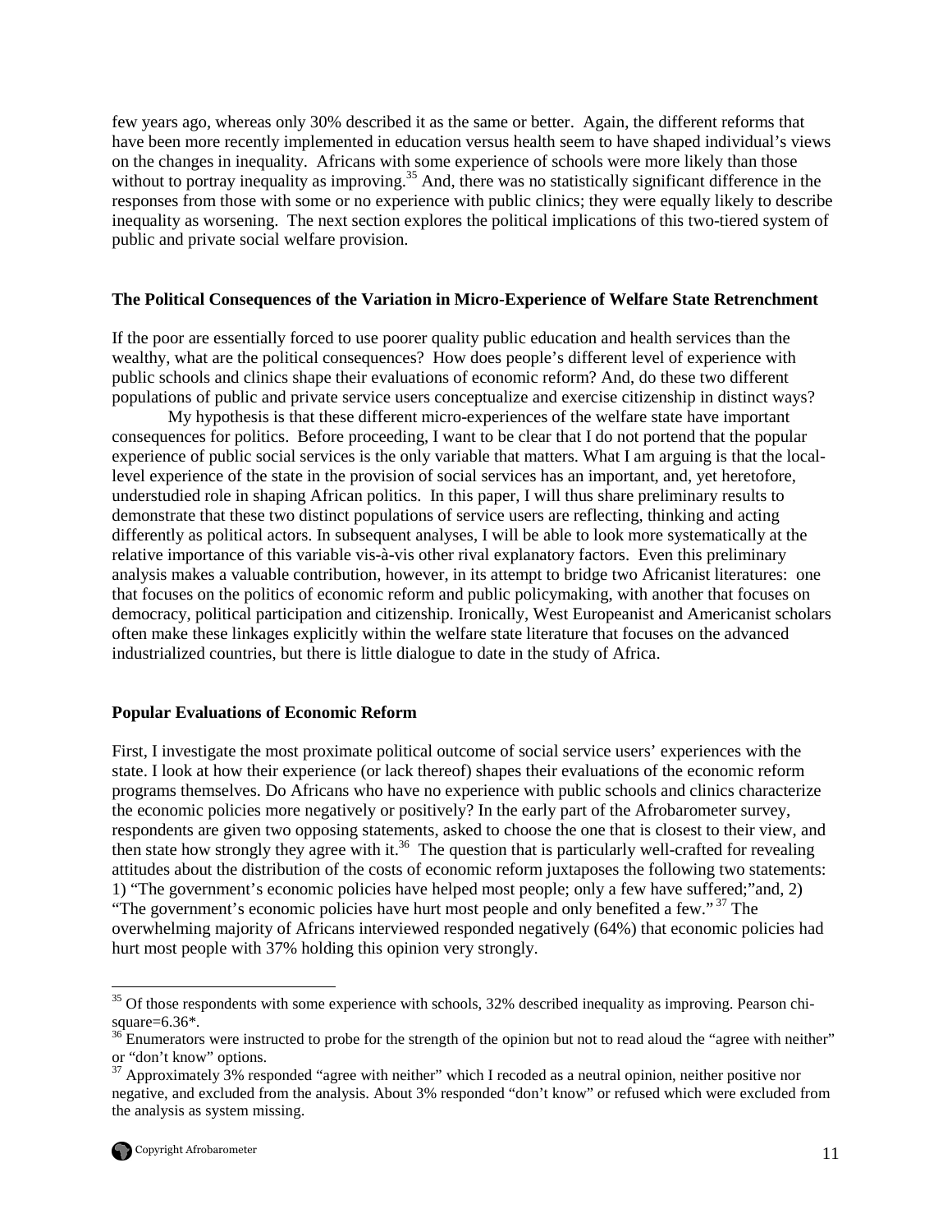few years ago, whereas only 30% described it as the same or better. Again, the different reforms that have been more recently implemented in education versus health seem to have shaped individual's views on the changes in inequality. Africans with some experience of schools were more likely than those without to portray inequality as improving.[35] And, there was no statistically significant difference in the responses from those with some or no experience with public clinics; they were equally likely to describe inequality as worsening. The next section explores the political implications of this two-tiered system of public and private social welfare provision.

### The Political Consequences of the Variation in Micro-Experience of Welfare State Retrenchment

If the poor are essentially forced to use poorer quality public education and health services than the wealthy, what are the political consequences? How does people's different level of experience with public schools and clinics shape their evaluations of economic reform? And, do these two different populations of public and private service users conceptualize and exercise citizenship in distinct ways?

My hypothesis is that these different micro-experiences of the welfare state have important consequences for politics. Before proceeding, I want to be clear that I do not portend that the popular experience of public social services is the only variable that matters. What I am arguing is that the local-level experience of the state in the provision of social services has an important, and, yet heretofore, understudied role in shaping African politics. In this paper, I will thus share preliminary results to demonstrate that these two distinct populations of service users are reflecting, thinking and acting differently as political actors. In subsequent analyses, I will be able to look more systematically at the relative importance of this variable vis-à-vis other rival explanatory factors. Even this preliminary analysis makes a valuable contribution, however, in its attempt to bridge two Africanist literatures: one that focuses on the politics of economic reform and public policymaking, with another that focuses on democracy, political participation and citizenship. Ironically, West Europeanist and Americanist scholars often make these linkages explicitly within the welfare state literature that focuses on the advanced industrialized countries, but there is little dialogue to date in the study of Africa.

### Popular Evaluations of Economic Reform

First, I investigate the most proximate political outcome of social service users' experiences with the state. I look at how their experience (or lack thereof) shapes their evaluations of the economic reform programs themselves. Do Africans who have no experience with public schools and clinics characterize the economic policies more negatively or positively? In the early part of the Afrobarometer survey, respondents are given two opposing statements, asked to choose the one that is closest to their view, and then state how strongly they agree with it.[36] The question that is particularly well-crafted for revealing attitudes about the distribution of the costs of economic reform juxtaposes the following two statements: 1) "The government's economic policies have helped most people; only a few have suffered;"and, 2) "The government's economic policies have hurt most people and only benefited a few."[37] The overwhelming majority of Africans interviewed responded negatively (64%) that economic policies had hurt most people with 37% holding this opinion very strongly.

---

[35] Of those respondents with some experience with schools, 32% described inequality as improving. Pearson chi-square=6.36*.

[36] Enumerators were instructed to probe for the strength of the opinion but not to read aloud the "agree with neither" or "don't know" options.

[37] Approximately 3% responded "agree with neither" which I recoded as a neutral opinion, neither positive nor negative, and excluded from the analysis. About 3% responded "don't know" or refused which were excluded from the analysis as system missing.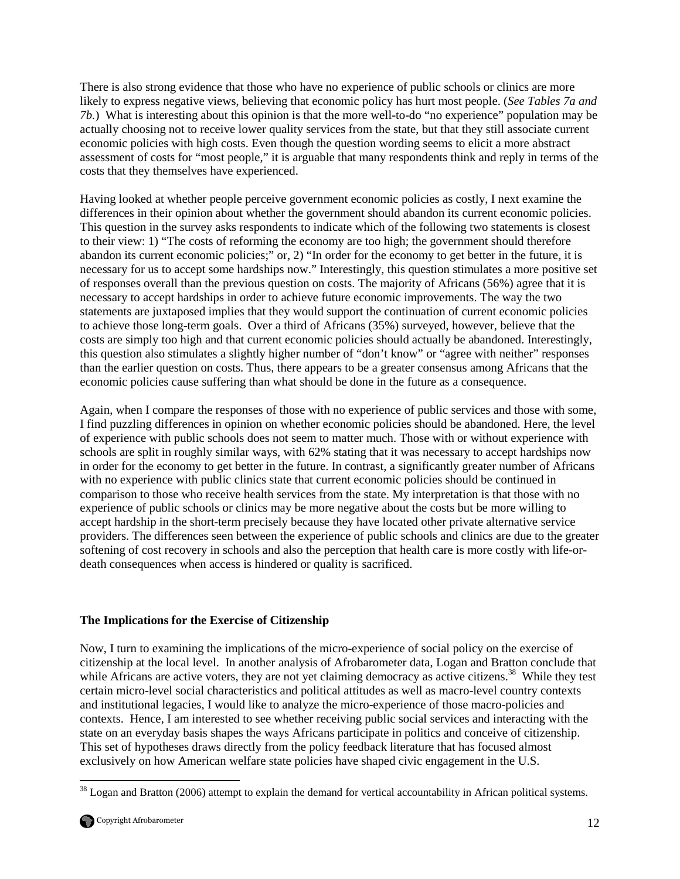There is also strong evidence that those who have no experience of public schools or clinics are more likely to express negative views, believing that economic policy has hurt most people. (*See Tables 7a and 7b.*) What is interesting about this opinion is that the more well-to-do "no experience" population may be actually choosing not to receive lower quality services from the state, but that they still associate current economic policies with high costs. Even though the question wording seems to elicit a more abstract assessment of costs for "most people," it is arguable that many respondents think and reply in terms of the costs that they themselves have experienced.

Having looked at whether people perceive government economic policies as costly, I next examine the differences in their opinion about whether the government should abandon its current economic policies. This question in the survey asks respondents to indicate which of the following two statements is closest to their view: 1) "The costs of reforming the economy are too high; the government should therefore abandon its current economic policies;" or, 2) "In order for the economy to get better in the future, it is necessary for us to accept some hardships now." Interestingly, this question stimulates a more positive set of responses overall than the previous question on costs. The majority of Africans (56%) agree that it is necessary to accept hardships in order to achieve future economic improvements. The way the two statements are juxtaposed implies that they would support the continuation of current economic policies to achieve those long-term goals. Over a third of Africans (35%) surveyed, however, believe that the costs are simply too high and that current economic policies should actually be abandoned. Interestingly, this question also stimulates a slightly higher number of "don't know" or "agree with neither" responses than the earlier question on costs. Thus, there appears to be a greater consensus among Africans that the economic policies cause suffering than what should be done in the future as a consequence.

Again, when I compare the responses of those with no experience of public services and those with some, I find puzzling differences in opinion on whether economic policies should be abandoned. Here, the level of experience with public schools does not seem to matter much. Those with or without experience with schools are split in roughly similar ways, with 62% stating that it was necessary to accept hardships now in order for the economy to get better in the future. In contrast, a significantly greater number of Africans with no experience with public clinics state that current economic policies should be continued in comparison to those who receive health services from the state. My interpretation is that those with no experience of public schools or clinics may be more negative about the costs but be more willing to accept hardship in the short-term precisely because they have located other private alternative service providers. The differences seen between the experience of public schools and clinics are due to the greater softening of cost recovery in schools and also the perception that health care is more costly with life-or-death consequences when access is hindered or quality is sacrificed.

## The Implications for the Exercise of Citizenship

Now, I turn to examining the implications of the micro-experience of social policy on the exercise of citizenship at the local level. In another analysis of Afrobarometer data, Logan and Bratton conclude that while Africans are active voters, they are not yet claiming democracy as active citizens.[38] While they test certain micro-level social characteristics and political attitudes as well as macro-level country contexts and institutional legacies, I would like to analyze the micro-experience of those macro-policies and contexts. Hence, I am interested to see whether receiving public social services and interacting with the state on an everyday basis shapes the ways Africans participate in politics and conceive of citizenship. This set of hypotheses draws directly from the policy feedback literature that has focused almost exclusively on how American welfare state policies have shaped civic engagement in the U.S.

[38] Logan and Bratton (2006) attempt to explain the demand for vertical accountability in African political systems.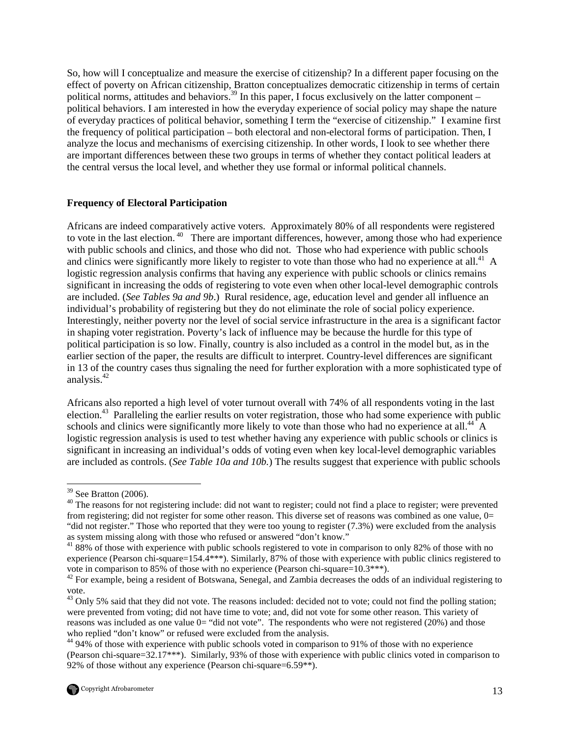So, how will I conceptualize and measure the exercise of citizenship? In a different paper focusing on the effect of poverty on African citizenship, Bratton conceptualizes democratic citizenship in terms of certain political norms, attitudes and behaviors.[39] In this paper, I focus exclusively on the latter component – political behaviors. I am interested in how the everyday experience of social policy may shape the nature of everyday practices of political behavior, something I term the "exercise of citizenship." I examine first the frequency of political participation – both electoral and non-electoral forms of participation. Then, I analyze the locus and mechanisms of exercising citizenship. In other words, I look to see whether there are important differences between these two groups in terms of whether they contact political leaders at the central versus the local level, and whether they use formal or informal political channels.

**Frequency of Electoral Participation**

Africans are indeed comparatively active voters. Approximately 80% of all respondents were registered to vote in the last election.[40] There are important differences, however, among those who had experience with public schools and clinics, and those who did not. Those who had experience with public schools and clinics were significantly more likely to register to vote than those who had no experience at all.[41] A logistic regression analysis confirms that having any experience with public schools or clinics remains significant in increasing the odds of registering to vote even when other local-level demographic controls are included. (*See Tables 9a and 9b*.) Rural residence, age, education level and gender all influence an individual's probability of registering but they do not eliminate the role of social policy experience. Interestingly, neither poverty nor the level of social service infrastructure in the area is a significant factor in shaping voter registration. Poverty's lack of influence may be because the hurdle for this type of political participation is so low. Finally, country is also included as a control in the model but, as in the earlier section of the paper, the results are difficult to interpret. Country-level differences are significant in 13 of the country cases thus signaling the need for further exploration with a more sophisticated type of analysis.[42]

Africans also reported a high level of voter turnout overall with 74% of all respondents voting in the last election.[43] Paralleling the earlier results on voter registration, those who had some experience with public schools and clinics were significantly more likely to vote than those who had no experience at all.[44] A logistic regression analysis is used to test whether having any experience with public schools or clinics is significant in increasing an individual's odds of voting even when key local-level demographic variables are included as controls. (*See Table 10a and 10b.*) The results suggest that experience with public schools

---

[39] See Bratton (2006).

[40] The reasons for not registering include: did not want to register; could not find a place to register; were prevented from registering; did not register for some other reason. This diverse set of reasons was combined as one value, 0= "did not register." Those who reported that they were too young to register (7.3%) were excluded from the analysis as system missing along with those who refused or answered "don't know."

[41] 88% of those with experience with public schools registered to vote in comparison to only 82% of those with no experience (Pearson chi-square=154.4***). Similarly, 87% of those with experience with public clinics registered to vote in comparison to 85% of those with no experience (Pearson chi-square=10.3***).

[42] For example, being a resident of Botswana, Senegal, and Zambia decreases the odds of an individual registering to vote.

[43] Only 5% said that they did not vote. The reasons included: decided not to vote; could not find the polling station; were prevented from voting; did not have time to vote; and, did not vote for some other reason. This variety of reasons was included as one value 0= "did not vote". The respondents who were not registered (20%) and those who replied "don't know" or refused were excluded from the analysis.

[44] 94% of those with experience with public schools voted in comparison to 91% of those with no experience (Pearson chi-square=32.17***). Similarly, 93% of those with experience with public clinics voted in comparison to 92% of those without any experience (Pearson chi-square=6.59**).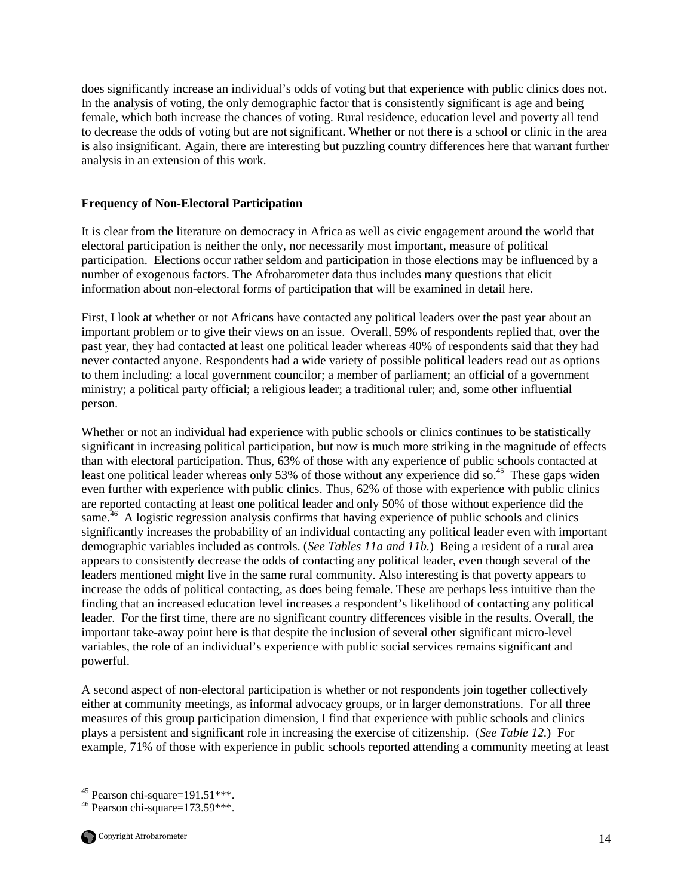does significantly increase an individual's odds of voting but that experience with public clinics does not. In the analysis of voting, the only demographic factor that is consistently significant is age and being female, which both increase the chances of voting. Rural residence, education level and poverty all tend to decrease the odds of voting but are not significant. Whether or not there is a school or clinic in the area is also insignificant. Again, there are interesting but puzzling country differences here that warrant further analysis in an extension of this work.

**Frequency of Non-Electoral Participation**

It is clear from the literature on democracy in Africa as well as civic engagement around the world that electoral participation is neither the only, nor necessarily most important, measure of political participation. Elections occur rather seldom and participation in those elections may be influenced by a number of exogenous factors. The Afrobarometer data thus includes many questions that elicit information about non-electoral forms of participation that will be examined in detail here.

First, I look at whether or not Africans have contacted any political leaders over the past year about an important problem or to give their views on an issue. Overall, 59% of respondents replied that, over the past year, they had contacted at least one political leader whereas 40% of respondents said that they had never contacted anyone. Respondents had a wide variety of possible political leaders read out as options to them including: a local government councilor; a member of parliament; an official of a government ministry; a political party official; a religious leader; a traditional ruler; and, some other influential person.

Whether or not an individual had experience with public schools or clinics continues to be statistically significant in increasing political participation, but now is much more striking in the magnitude of effects than with electoral participation. Thus, 63% of those with any experience of public schools contacted at least one political leader whereas only 53% of those without any experience did so.[45] These gaps widen even further with experience with public clinics. Thus, 62% of those with experience with public clinics are reported contacting at least one political leader and only 50% of those without experience did the same.[46] A logistic regression analysis confirms that having experience of public schools and clinics significantly increases the probability of an individual contacting any political leader even with important demographic variables included as controls. (*See Tables 11a and 11b.*) Being a resident of a rural area appears to consistently decrease the odds of contacting any political leader, even though several of the leaders mentioned might live in the same rural community. Also interesting is that poverty appears to increase the odds of political contacting, as does being female. These are perhaps less intuitive than the finding that an increased education level increases a respondent's likelihood of contacting any political leader. For the first time, there are no significant country differences visible in the results. Overall, the important take-away point here is that despite the inclusion of several other significant micro-level variables, the role of an individual's experience with public social services remains significant and powerful.

A second aspect of non-electoral participation is whether or not respondents join together collectively either at community meetings, as informal advocacy groups, or in larger demonstrations. For all three measures of this group participation dimension, I find that experience with public schools and clinics plays a persistent and significant role in increasing the exercise of citizenship. (*See Table 12.*) For example, 71% of those with experience in public schools reported attending a community meeting at least

[45] Pearson chi-square=191.51***.

[46] Pearson chi-square=173.59***.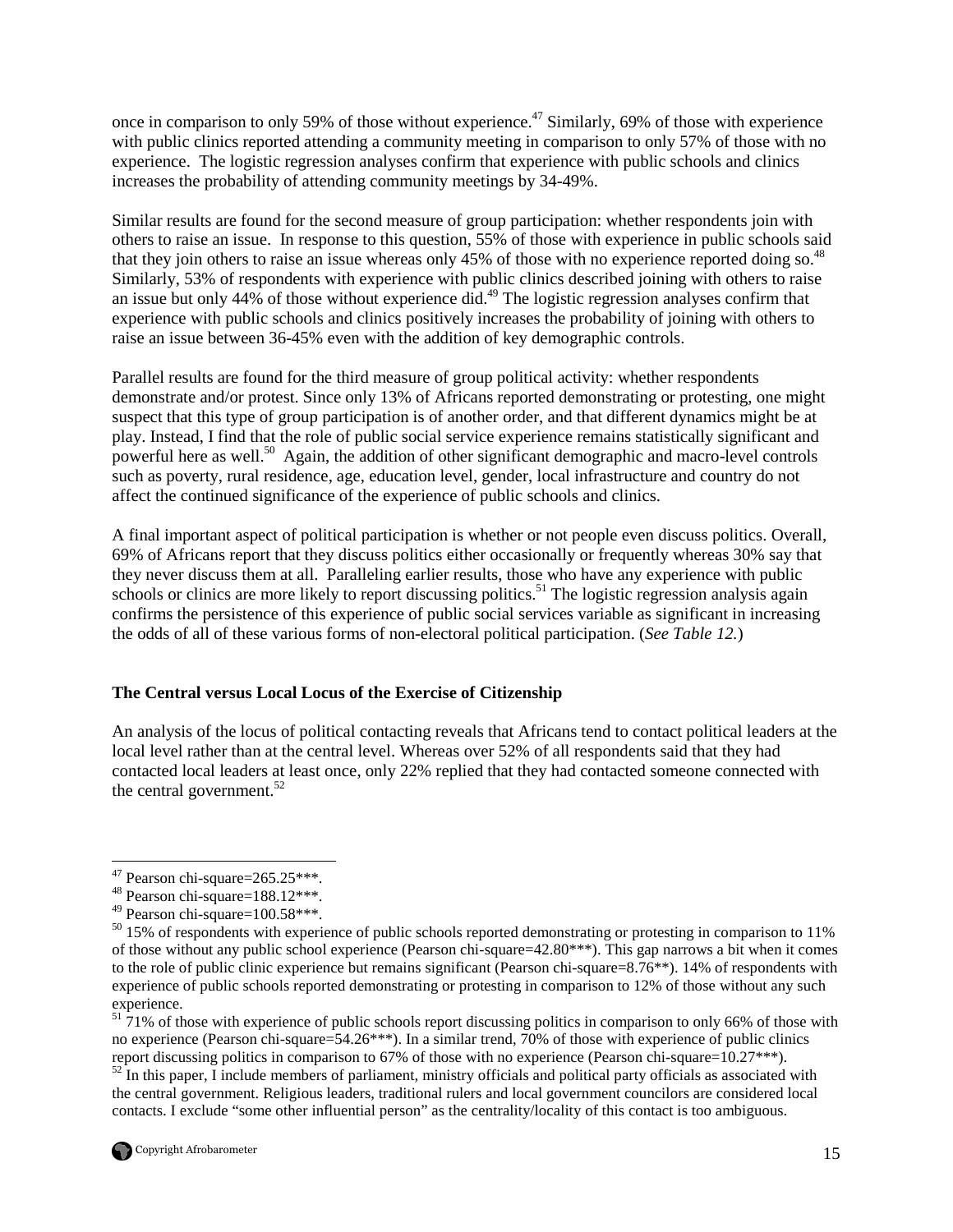once in comparison to only 59% of those without experience.[47] Similarly, 69% of those with experience with public clinics reported attending a community meeting in comparison to only 57% of those with no experience. The logistic regression analyses confirm that experience with public schools and clinics increases the probability of attending community meetings by 34-49%.

Similar results are found for the second measure of group participation: whether respondents join with others to raise an issue. In response to this question, 55% of those with experience in public schools said that they join others to raise an issue whereas only 45% of those with no experience reported doing so.[48] Similarly, 53% of respondents with experience with public clinics described joining with others to raise an issue but only 44% of those without experience did.[49] The logistic regression analyses confirm that experience with public schools and clinics positively increases the probability of joining with others to raise an issue between 36-45% even with the addition of key demographic controls.

Parallel results are found for the third measure of group political activity: whether respondents demonstrate and/or protest. Since only 13% of Africans reported demonstrating or protesting, one might suspect that this type of group participation is of another order, and that different dynamics might be at play. Instead, I find that the role of public social service experience remains statistically significant and powerful here as well.[50] Again, the addition of other significant demographic and macro-level controls such as poverty, rural residence, age, education level, gender, local infrastructure and country do not affect the continued significance of the experience of public schools and clinics.

A final important aspect of political participation is whether or not people even discuss politics. Overall, 69% of Africans report that they discuss politics either occasionally or frequently whereas 30% say that they never discuss them at all. Paralleling earlier results, those who have any experience with public schools or clinics are more likely to report discussing politics.[51] The logistic regression analysis again confirms the persistence of this experience of public social services variable as significant in increasing the odds of all of these various forms of non-electoral political participation. (*See Table 12.*)

### The Central versus Local Locus of the Exercise of Citizenship

An analysis of the locus of political contacting reveals that Africans tend to contact political leaders at the local level rather than at the central level. Whereas over 52% of all respondents said that they had contacted local leaders at least once, only 22% replied that they had contacted someone connected with the central government.[52]

---

[47] Pearson chi-square=265.25***.

[48] Pearson chi-square=188.12***.

[49] Pearson chi-square=100.58***.

[50] 15% of respondents with experience of public schools reported demonstrating or protesting in comparison to 11% of those without any public school experience (Pearson chi-square=42.80***). This gap narrows a bit when it comes to the role of public clinic experience but remains significant (Pearson chi-square=8.76**). 14% of respondents with experience of public schools reported demonstrating or protesting in comparison to 12% of those without any such experience.

[51] 71% of those with experience of public schools report discussing politics in comparison to only 66% of those with no experience (Pearson chi-square=54.26***). In a similar trend, 70% of those with experience of public clinics report discussing politics in comparison to 67% of those with no experience (Pearson chi-square=10.27***).

[52] In this paper, I include members of parliament, ministry officials and political party officials as associated with the central government. Religious leaders, traditional rulers and local government councilors are considered local contacts. I exclude "some other influential person" as the centrality/locality of this contact is too ambiguous.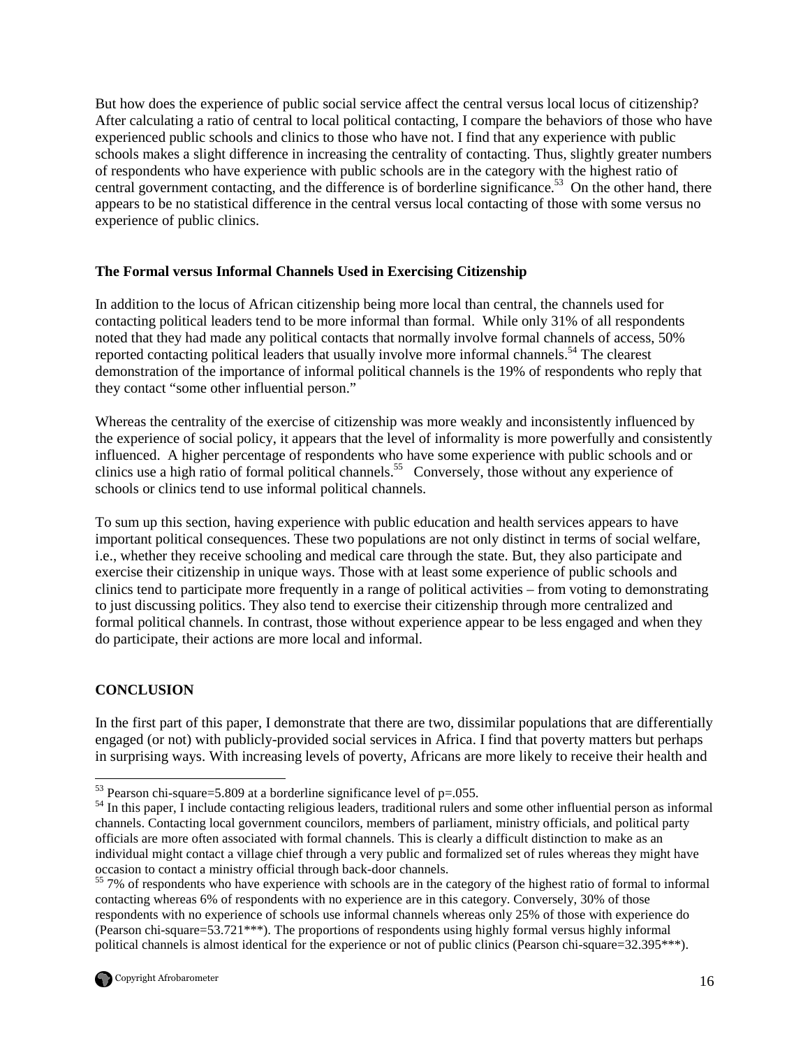But how does the experience of public social service affect the central versus local locus of citizenship? After calculating a ratio of central to local political contacting, I compare the behaviors of those who have experienced public schools and clinics to those who have not. I find that any experience with public schools makes a slight difference in increasing the centrality of contacting. Thus, slightly greater numbers of respondents who have experience with public schools are in the category with the highest ratio of central government contacting, and the difference is of borderline significance.[53] On the other hand, there appears to be no statistical difference in the central versus local contacting of those with some versus no experience of public clinics.

### The Formal versus Informal Channels Used in Exercising Citizenship

In addition to the locus of African citizenship being more local than central, the channels used for contacting political leaders tend to be more informal than formal. While only 31% of all respondents noted that they had made any political contacts that normally involve formal channels of access, 50% reported contacting political leaders that usually involve more informal channels.[54] The clearest demonstration of the importance of informal political channels is the 19% of respondents who reply that they contact "some other influential person."

Whereas the centrality of the exercise of citizenship was more weakly and inconsistently influenced by the experience of social policy, it appears that the level of informality is more powerfully and consistently influenced. A higher percentage of respondents who have some experience with public schools and or clinics use a high ratio of formal political channels.[55] Conversely, those without any experience of schools or clinics tend to use informal political channels.

To sum up this section, having experience with public education and health services appears to have important political consequences. These two populations are not only distinct in terms of social welfare, i.e., whether they receive schooling and medical care through the state. But, they also participate and exercise their citizenship in unique ways. Those with at least some experience of public schools and clinics tend to participate more frequently in a range of political activities – from voting to demonstrating to just discussing politics. They also tend to exercise their citizenship through more centralized and formal political channels. In contrast, those without experience appear to be less engaged and when they do participate, their actions are more local and informal.

## CONCLUSION

In the first part of this paper, I demonstrate that there are two, dissimilar populations that are differentially engaged (or not) with publicly-provided social services in Africa. I find that poverty matters but perhaps in surprising ways. With increasing levels of poverty, Africans are more likely to receive their health and

---

[53] Pearson chi-square=5.809 at a borderline significance level of p=.055.

[54] In this paper, I include contacting religious leaders, traditional rulers and some other influential person as informal channels. Contacting local government councilors, members of parliament, ministry officials, and political party officials are more often associated with formal channels. This is clearly a difficult distinction to make as an individual might contact a village chief through a very public and formalized set of rules whereas they might have occasion to contact a ministry official through back-door channels.

[55] 7% of respondents who have experience with schools are in the category of the highest ratio of formal to informal contacting whereas 6% of respondents with no experience are in this category. Conversely, 30% of those respondents with no experience of schools use informal channels whereas only 25% of those with experience do (Pearson chi-square=53.721***). The proportions of respondents using highly formal versus highly informal political channels is almost identical for the experience or not of public clinics (Pearson chi-square=32.395***).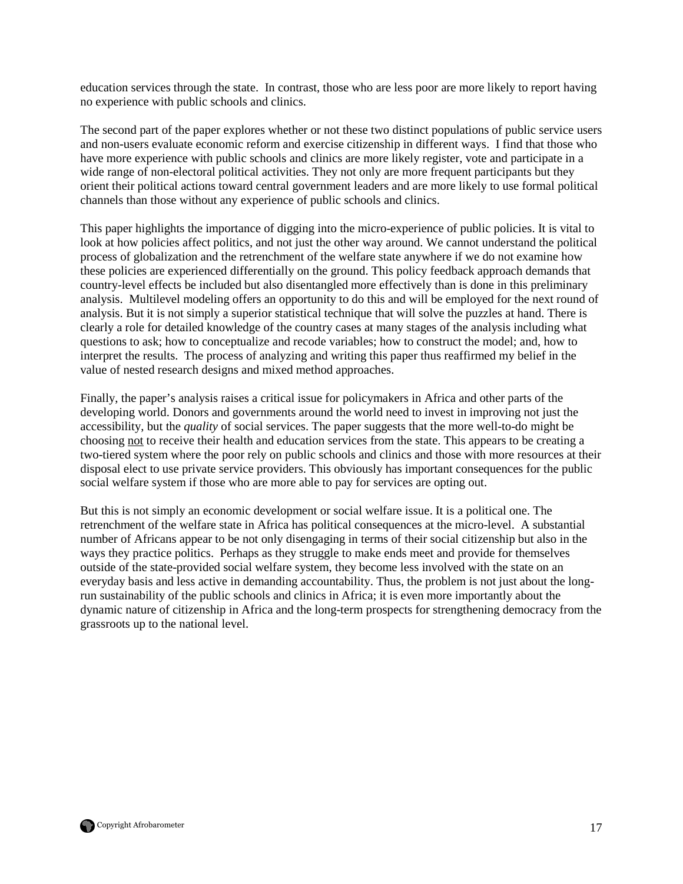education services through the state. In contrast, those who are less poor are more likely to report having no experience with public schools and clinics.

The second part of the paper explores whether or not these two distinct populations of public service users and non-users evaluate economic reform and exercise citizenship in different ways. I find that those who have more experience with public schools and clinics are more likely register, vote and participate in a wide range of non-electoral political activities. They not only are more frequent participants but they orient their political actions toward central government leaders and are more likely to use formal political channels than those without any experience of public schools and clinics.

This paper highlights the importance of digging into the micro-experience of public policies. It is vital to look at how policies affect politics, and not just the other way around. We cannot understand the political process of globalization and the retrenchment of the welfare state anywhere if we do not examine how these policies are experienced differentially on the ground. This policy feedback approach demands that country-level effects be included but also disentangled more effectively than is done in this preliminary analysis. Multilevel modeling offers an opportunity to do this and will be employed for the next round of analysis. But it is not simply a superior statistical technique that will solve the puzzles at hand. There is clearly a role for detailed knowledge of the country cases at many stages of the analysis including what questions to ask; how to conceptualize and recode variables; how to construct the model; and, how to interpret the results. The process of analyzing and writing this paper thus reaffirmed my belief in the value of nested research designs and mixed method approaches.

Finally, the paper's analysis raises a critical issue for policymakers in Africa and other parts of the developing world. Donors and governments around the world need to invest in improving not just the accessibility, but the *quality* of social services. The paper suggests that the more well-to-do might be choosing <u>not</u> to receive their health and education services from the state. This appears to be creating a two-tiered system where the poor rely on public schools and clinics and those with more resources at their disposal elect to use private service providers. This obviously has important consequences for the public social welfare system if those who are more able to pay for services are opting out.

But this is not simply an economic development or social welfare issue. It is a political one. The retrenchment of the welfare state in Africa has political consequences at the micro-level. A substantial number of Africans appear to be not only disengaging in terms of their social citizenship but also in the ways they practice politics. Perhaps as they struggle to make ends meet and provide for themselves outside of the state-provided social welfare system, they become less involved with the state on an everyday basis and less active in demanding accountability. Thus, the problem is not just about the long-run sustainability of the public schools and clinics in Africa; it is even more importantly about the dynamic nature of citizenship in Africa and the long-term prospects for strengthening democracy from the grassroots up to the national level.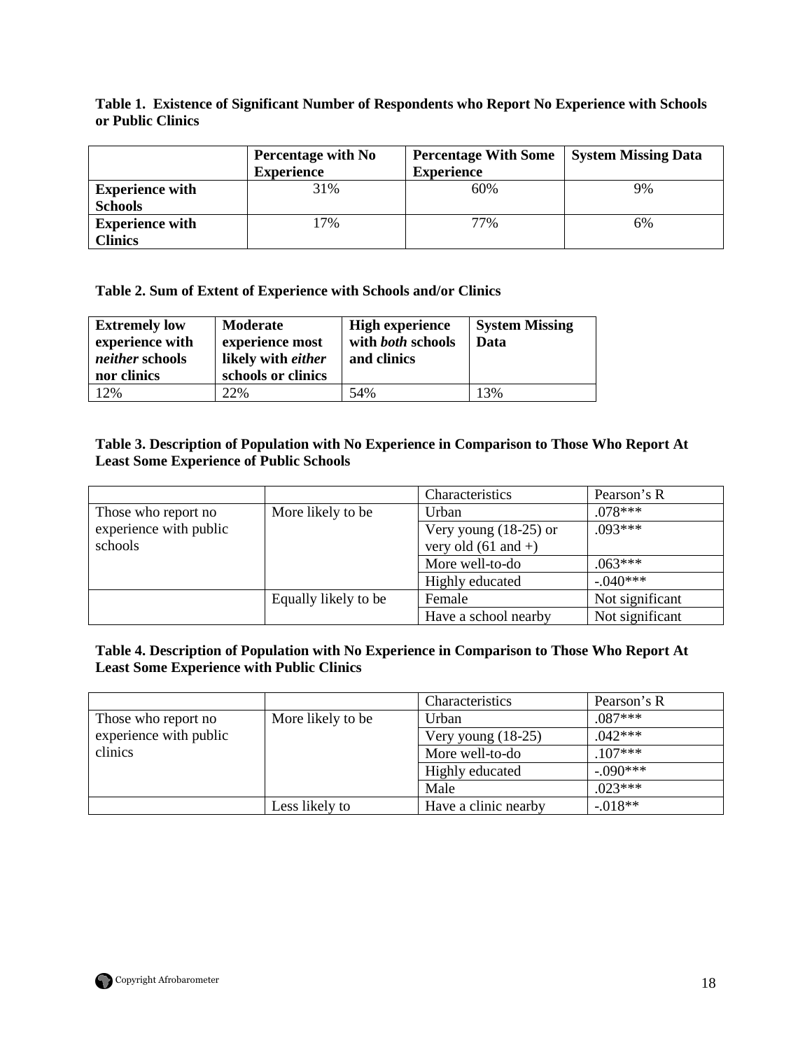**Table 1. Existence of Significant Number of Respondents who Report No Experience with Schools or Public Clinics**

| | Percentage with No Experience | Percentage With Some Experience | System Missing Data |
|---|---|---|---|
| **Experience with Schools** | 31% | 60% | 9% |
| **Experience with Clinics** | 17% | 77% | 6% |

**Table 2. Sum of Extent of Experience with Schools and/or Clinics**

| Extremely low experience with *neither* schools nor clinics | Moderate experience most likely with *either* schools or clinics | High experience with *both* schools and clinics | System Missing Data |
|---|---|---|---|
| 12% | 22% | 54% | 13% |

**Table 3. Description of Population with No Experience in Comparison to Those Who Report At Least Some Experience of Public Schools**

| | | Characteristics | Pearson's R |
|---|---|---|---|
| Those who report no experience with public schools | More likely to be | Urban | .078*** |
| | | Very young (18-25) or very old (61 and +) | .093*** |
| | | More well-to-do | .063*** |
| | | Highly educated | -.040*** |
| | Equally likely to be | Female | Not significant |
| | | Have a school nearby | Not significant |

**Table 4. Description of Population with No Experience in Comparison to Those Who Report At Least Some Experience with Public Clinics**

| | | Characteristics | Pearson's R |
|---|---|---|---|
| Those who report no experience with public clinics | More likely to be | Urban | .087*** |
| | | Very young (18-25) | .042*** |
| | | More well-to-do | .107*** |
| | | Highly educated | -.090*** |
| | | Male | .023*** |
| | Less likely to | Have a clinic nearby | -.018** |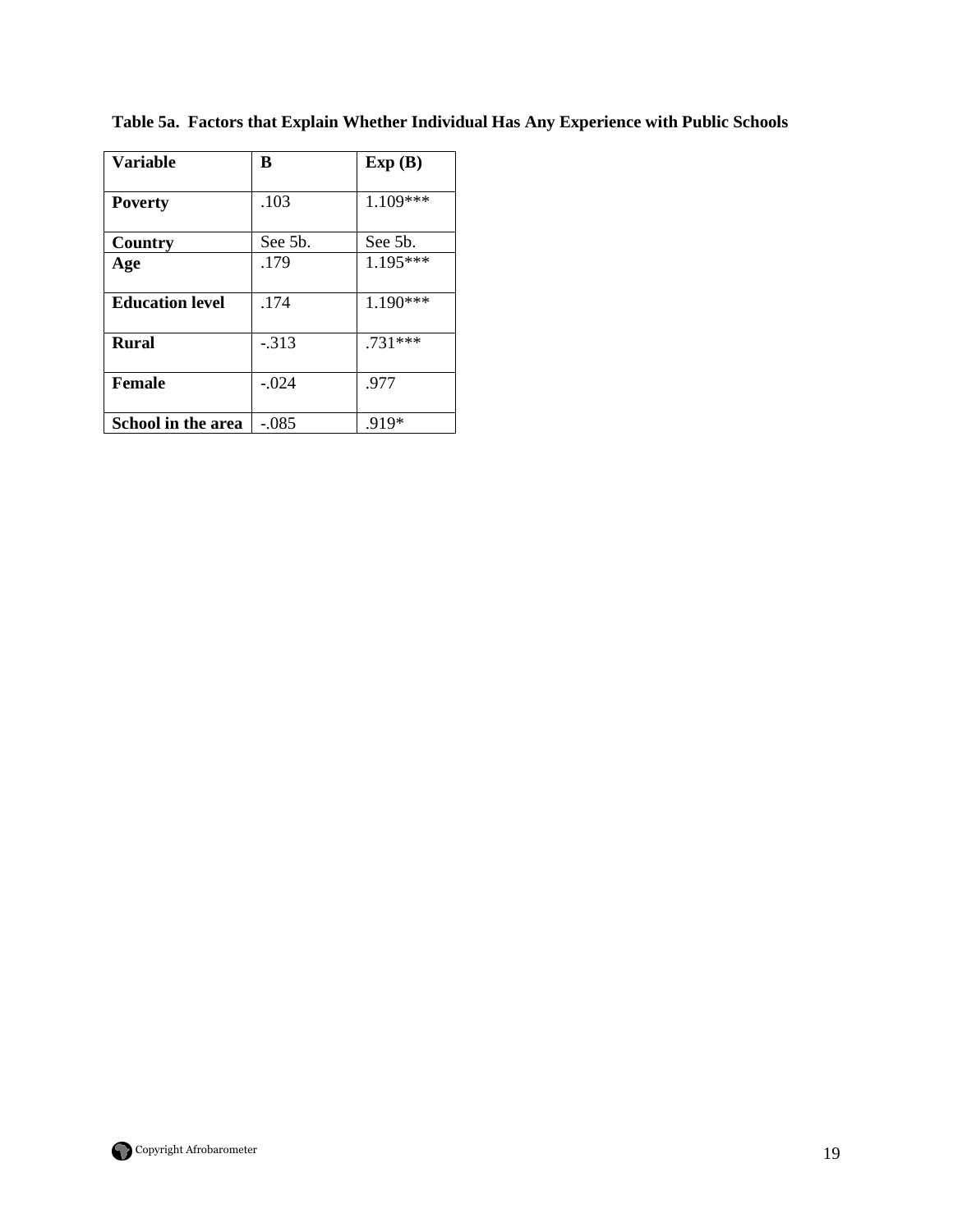**Table 5a. Factors that Explain Whether Individual Has Any Experience with Public Schools**

| Variable | B | Exp (B) |
|---|---|---|
| **Poverty** | .103 | 1.109*** |
| **Country** | See 5b. | See 5b. |
| **Age** | .179 | 1.195*** |
| **Education level** | .174 | 1.190*** |
| **Rural** | -.313 | .731*** |
| **Female** | -.024 | .977 |
| **School in the area** | -.085 | .919* |

Copyright Afrobarometer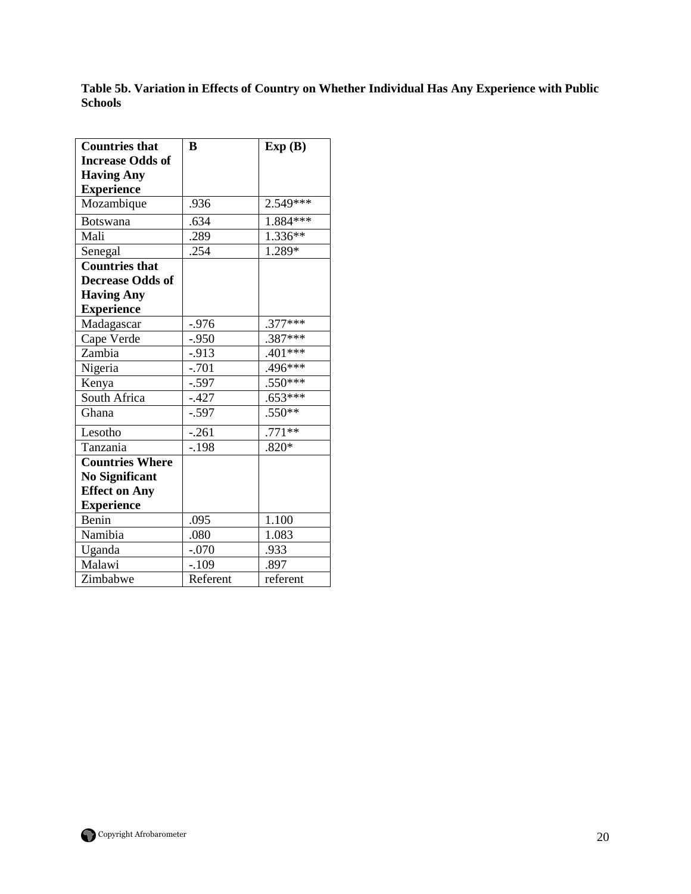**Table 5b. Variation in Effects of Country on Whether Individual Has Any Experience with Public Schools**

| **Countries that Increase Odds of Having Any Experience** | **B** | **Exp (B)** |
|---|---|---|
| Mozambique | .936 | 2.549*** |
| Botswana | .634 | 1.884*** |
| Mali | .289 | 1.336** |
| Senegal | .254 | 1.289* |
| **Countries that Decrease Odds of Having Any Experience** | | |
| Madagascar | -.976 | .377*** |
| Cape Verde | -.950 | .387*** |
| Zambia | -.913 | .401*** |
| Nigeria | -.701 | .496*** |
| Kenya | -.597 | .550*** |
| South Africa | -.427 | .653*** |
| Ghana | -.597 | .550** |
| Lesotho | -.261 | .771** |
| Tanzania | -.198 | .820* |
| **Countries Where No Significant Effect on Any Experience** | | |
| Benin | .095 | 1.100 |
| Namibia | .080 | 1.083 |
| Uganda | -.070 | .933 |
| Malawi | -.109 | .897 |
| Zimbabwe | Referent | referent |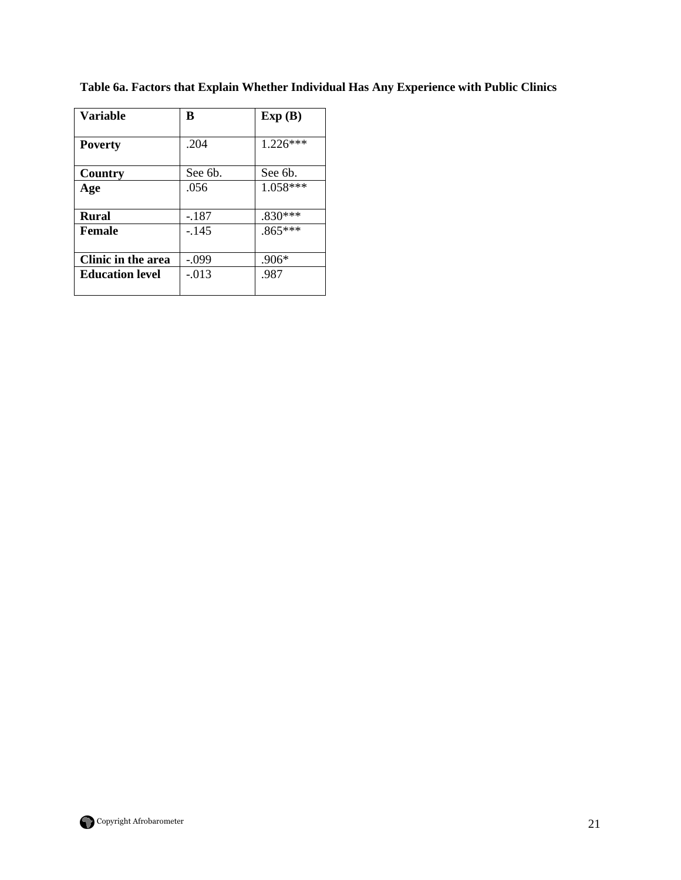**Table 6a. Factors that Explain Whether Individual Has Any Experience with Public Clinics**

| Variable | B | Exp (B) |
|---|---|---|
| **Poverty** | .204 | 1.226*** |
| **Country** | See 6b. | See 6b. |
| **Age** | .056 | 1.058*** |
| **Rural** | -.187 | .830*** |
| **Female** | -.145 | .865*** |
| **Clinic in the area** | -.099 | .906* |
| **Education level** | -.013 | .987 |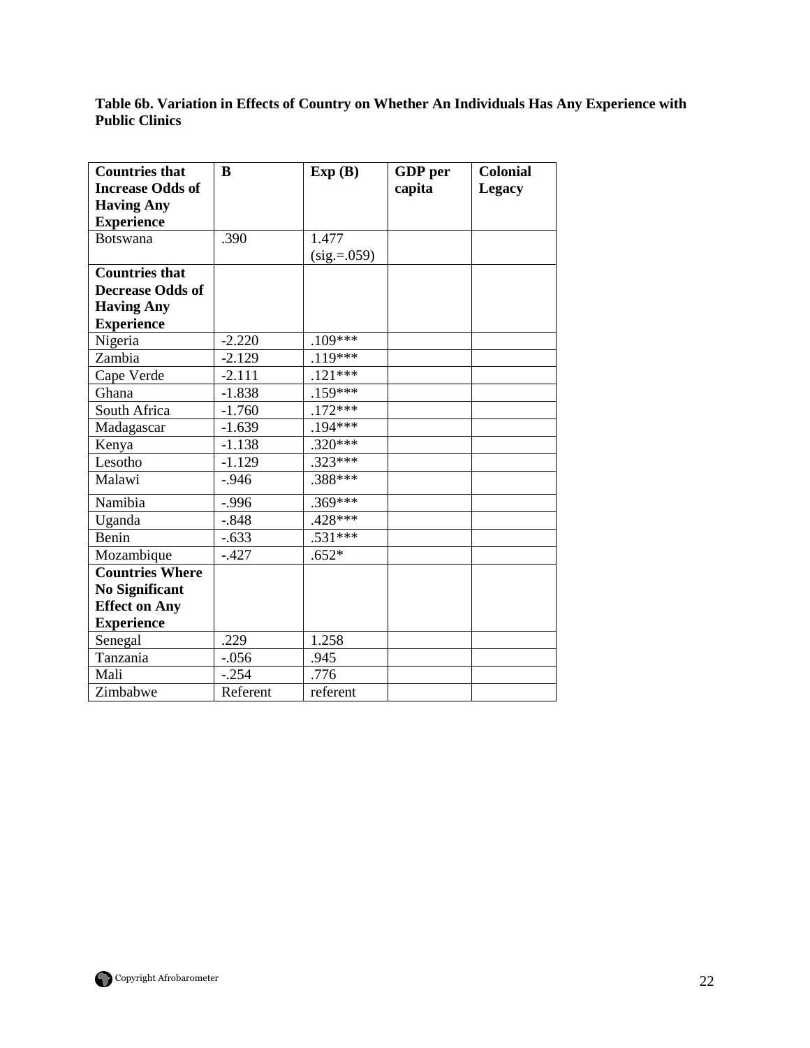**Table 6b. Variation in Effects of Country on Whether An Individuals Has Any Experience with Public Clinics**

| Countries that Increase Odds of Having Any Experience | B | Exp (B) | GDP per capita | Colonial Legacy |
|---|---|---|---|---|
| Botswana | .390 | 1.477 (sig.=.059) | | |
| **Countries that Decrease Odds of Having Any Experience** | | | | |
| Nigeria | -2.220 | .109*** | | |
| Zambia | -2.129 | .119*** | | |
| Cape Verde | -2.111 | .121*** | | |
| Ghana | -1.838 | .159*** | | |
| South Africa | -1.760 | .172*** | | |
| Madagascar | -1.639 | .194*** | | |
| Kenya | -1.138 | .320*** | | |
| Lesotho | -1.129 | .323*** | | |
| Malawi | -.946 | .388*** | | |
| Namibia | -.996 | .369*** | | |
| Uganda | -.848 | .428*** | | |
| Benin | -.633 | .531*** | | |
| Mozambique | -.427 | .652* | | |
| **Countries Where No Significant Effect on Any Experience** | | | | |
| Senegal | .229 | 1.258 | | |
| Tanzania | -.056 | .945 | | |
| Mali | -.254 | .776 | | |
| Zimbabwe | Referent | referent | | |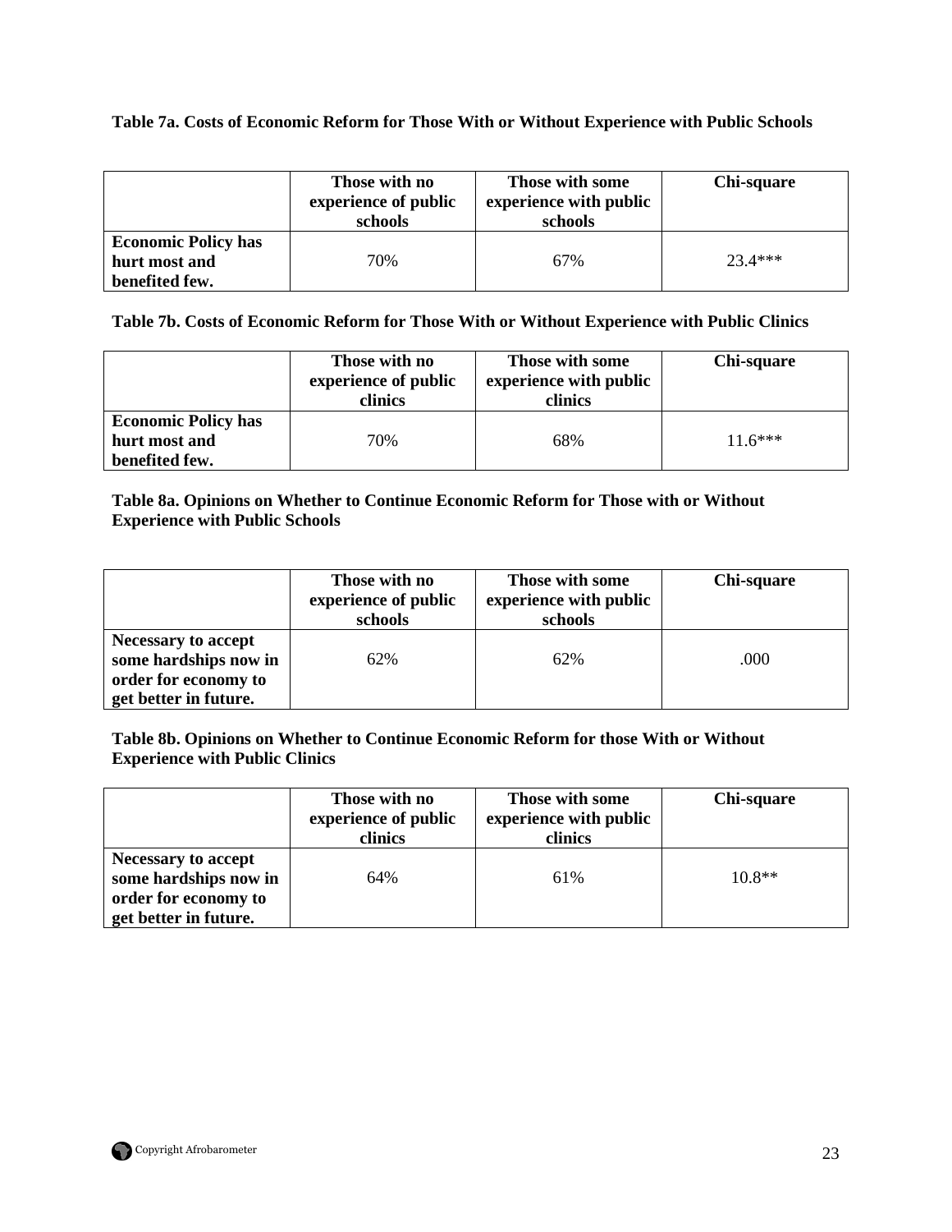**Table 7a. Costs of Economic Reform for Those With or Without Experience with Public Schools**

| | Those with no experience of public schools | Those with some experience with public schools | Chi-square |
|---|---|---|---|
| **Economic Policy has hurt most and benefited few.** | 70% | 67% | 23.4*** |

**Table 7b. Costs of Economic Reform for Those With or Without Experience with Public Clinics**

| | Those with no experience of public clinics | Those with some experience with public clinics | Chi-square |
|---|---|---|---|
| **Economic Policy has hurt most and benefited few.** | 70% | 68% | 11.6*** |

**Table 8a. Opinions on Whether to Continue Economic Reform for Those with or Without Experience with Public Schools**

| | Those with no experience of public schools | Those with some experience with public schools | Chi-square |
|---|---|---|---|
| **Necessary to accept some hardships now in order for economy to get better in future.** | 62% | 62% | .000 |

**Table 8b. Opinions on Whether to Continue Economic Reform for those With or Without Experience with Public Clinics**

| | Those with no experience of public clinics | Those with some experience with public clinics | Chi-square |
|---|---|---|---|
| **Necessary to accept some hardships now in order for economy to get better in future.** | 64% | 61% | 10.8** |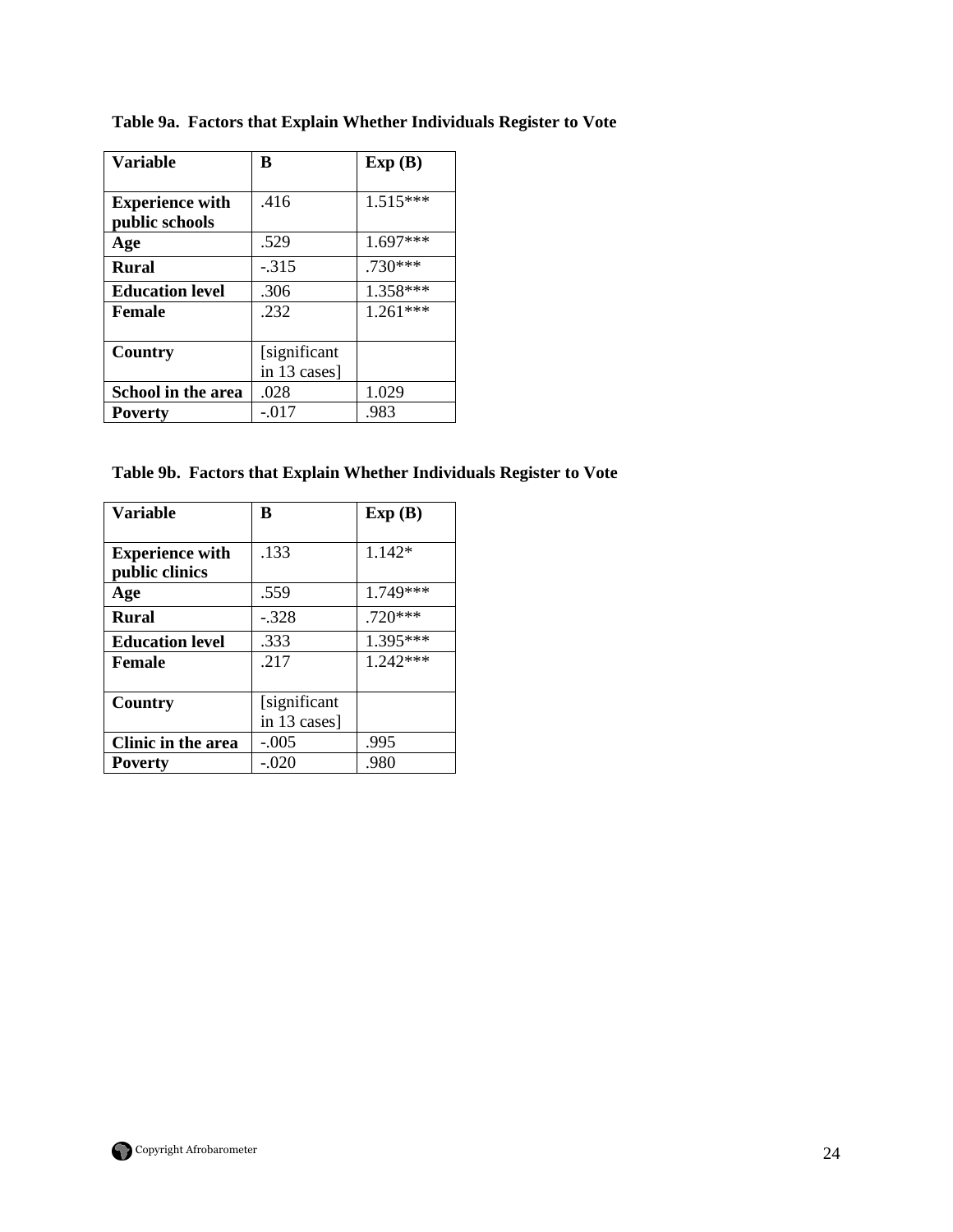**Table 9a. Factors that Explain Whether Individuals Register to Vote**

| Variable | B | Exp (B) |
|---|---|---|
| **Experience with public schools** | .416 | 1.515*** |
| **Age** | .529 | 1.697*** |
| **Rural** | -.315 | .730*** |
| **Education level** | .306 | 1.358*** |
| **Female** | .232 | 1.261*** |
| **Country** | [significant in 13 cases] | |
| **School in the area** | .028 | 1.029 |
| **Poverty** | -.017 | .983 |

**Table 9b. Factors that Explain Whether Individuals Register to Vote**

| Variable | B | Exp (B) |
|---|---|---|
| **Experience with public clinics** | .133 | 1.142* |
| **Age** | .559 | 1.749*** |
| **Rural** | -.328 | .720*** |
| **Education level** | .333 | 1.395*** |
| **Female** | .217 | 1.242*** |
| **Country** | [significant in 13 cases] | |
| **Clinic in the area** | -.005 | .995 |
| **Poverty** | -.020 | .980 |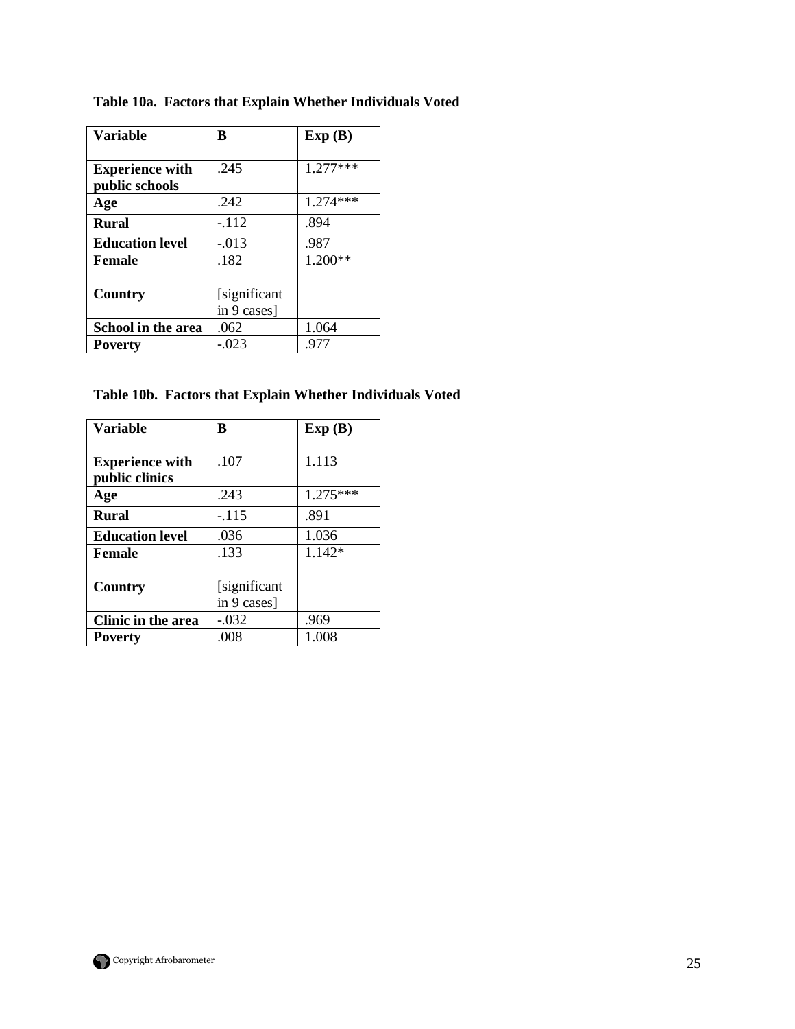**Table 10a. Factors that Explain Whether Individuals Voted**

| Variable | B | Exp (B) |
|---|---|---|
| **Experience with public schools** | .245 | 1.277*** |
| **Age** | .242 | 1.274*** |
| **Rural** | -.112 | .894 |
| **Education level** | -.013 | .987 |
| **Female** | .182 | 1.200** |
| **Country** | [significant in 9 cases] | |
| **School in the area** | .062 | 1.064 |
| **Poverty** | -.023 | .977 |

**Table 10b. Factors that Explain Whether Individuals Voted**

| Variable | B | Exp (B) |
|---|---|---|
| **Experience with public clinics** | .107 | 1.113 |
| **Age** | .243 | 1.275*** |
| **Rural** | -.115 | .891 |
| **Education level** | .036 | 1.036 |
| **Female** | .133 | 1.142* |
| **Country** | [significant in 9 cases] | |
| **Clinic in the area** | -.032 | .969 |
| **Poverty** | .008 | 1.008 |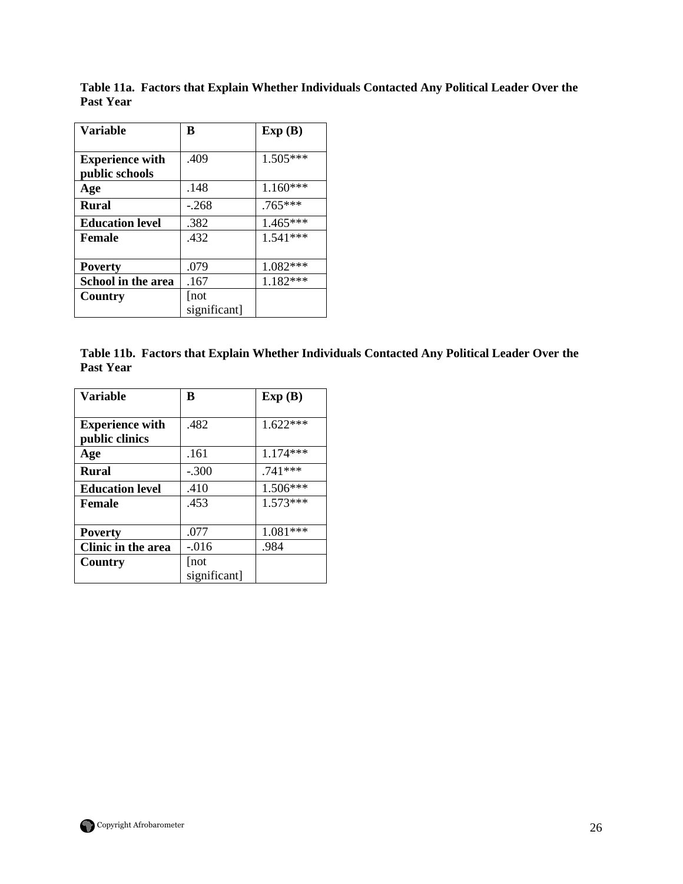**Table 11a. Factors that Explain Whether Individuals Contacted Any Political Leader Over the Past Year**

| Variable | B | Exp (B) |
|---|---|---|
| Experience with public schools | .409 | 1.505*** |
| Age | .148 | 1.160*** |
| Rural | -.268 | .765*** |
| Education level | .382 | 1.465*** |
| Female | .432 | 1.541*** |
| Poverty | .079 | 1.082*** |
| School in the area | .167 | 1.182*** |
| Country | [not significant] | |

**Table 11b. Factors that Explain Whether Individuals Contacted Any Political Leader Over the Past Year**

| Variable | B | Exp (B) |
|---|---|---|
| Experience with public clinics | .482 | 1.622*** |
| Age | .161 | 1.174*** |
| Rural | -.300 | .741*** |
| Education level | .410 | 1.506*** |
| Female | .453 | 1.573*** |
| Poverty | .077 | 1.081*** |
| Clinic in the area | -.016 | .984 |
| Country | [not significant] | |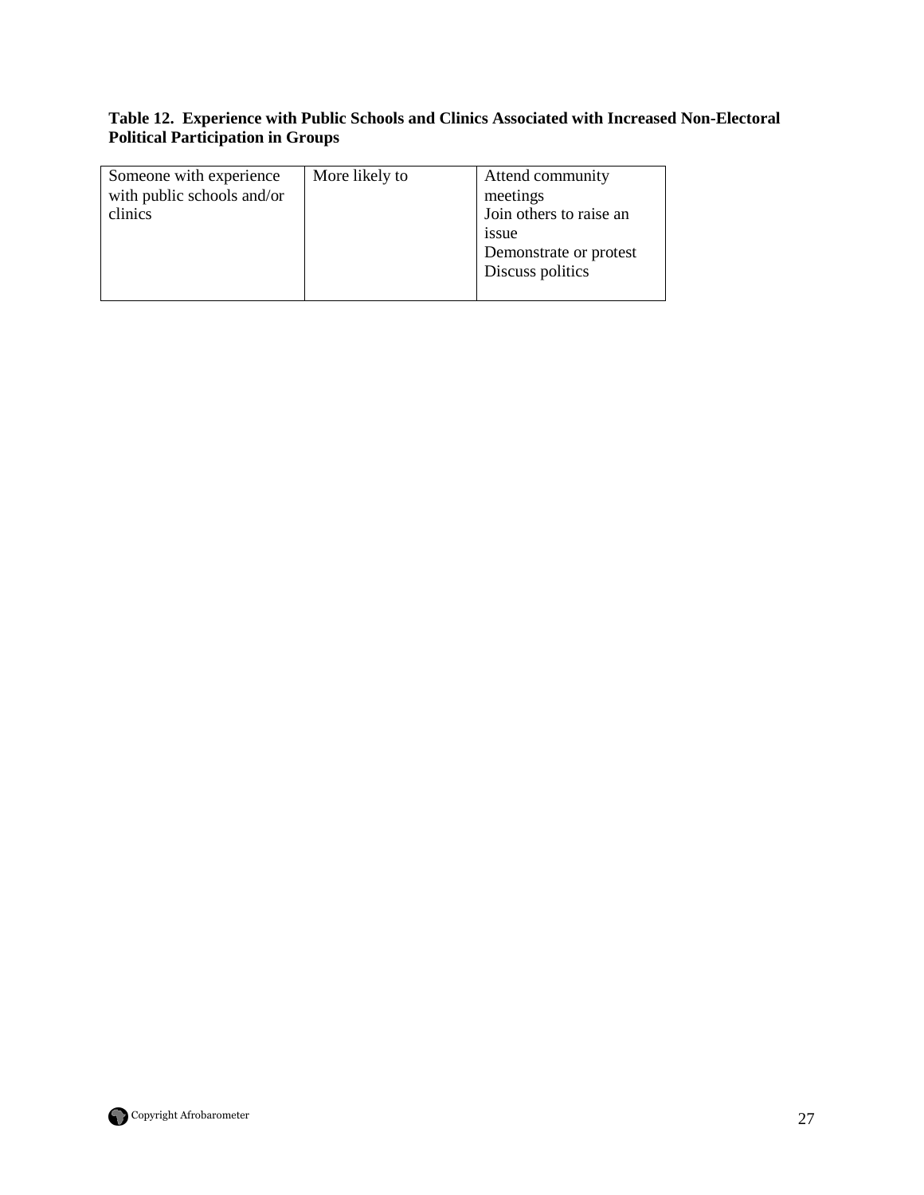**Table 12. Experience with Public Schools and Clinics Associated with Increased Non-Electoral Political Participation in Groups**

| | | |
|---|---|---|
| Someone with experience with public schools and/or clinics | More likely to | Attend community meetings<br>Join others to raise an issue<br>Demonstrate or protest<br>Discuss politics |

Copyright Afrobarometer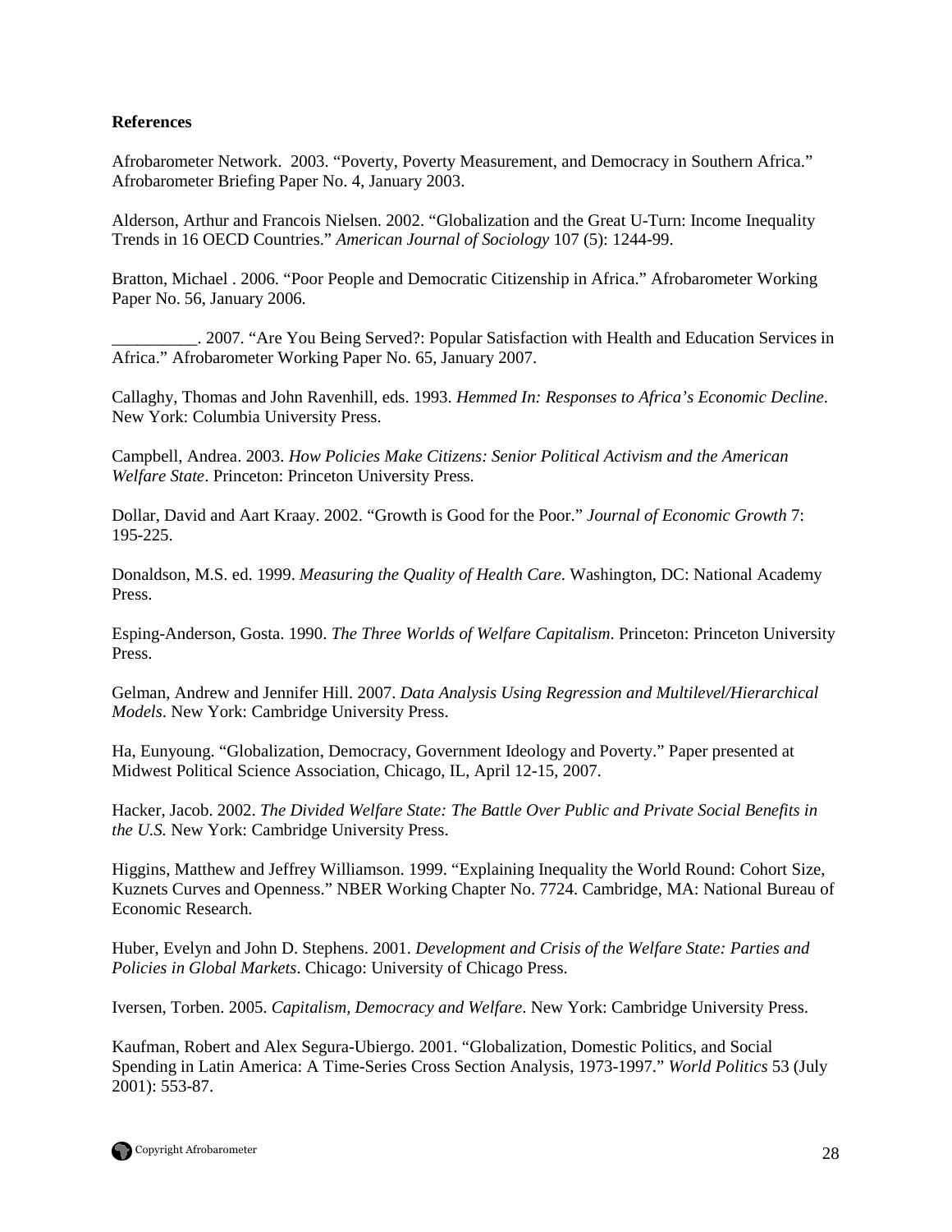**References**

Afrobarometer Network. 2003. "Poverty, Poverty Measurement, and Democracy in Southern Africa." Afrobarometer Briefing Paper No. 4, January 2003.

Alderson, Arthur and Francois Nielsen. 2002. "Globalization and the Great U-Turn: Income Inequality Trends in 16 OECD Countries." *American Journal of Sociology* 107 (5): 1244-99.

Bratton, Michael . 2006. "Poor People and Democratic Citizenship in Africa." Afrobarometer Working Paper No. 56, January 2006.

__________. 2007. "Are You Being Served?: Popular Satisfaction with Health and Education Services in Africa." Afrobarometer Working Paper No. 65, January 2007.

Callaghy, Thomas and John Ravenhill, eds. 1993. *Hemmed In: Responses to Africa's Economic Decline*. New York: Columbia University Press.

Campbell, Andrea. 2003. *How Policies Make Citizens: Senior Political Activism and the American Welfare State*. Princeton: Princeton University Press.

Dollar, David and Aart Kraay. 2002. "Growth is Good for the Poor." *Journal of Economic Growth* 7: 195-225.

Donaldson, M.S. ed. 1999. *Measuring the Quality of Health Care*. Washington, DC: National Academy Press.

Esping-Anderson, Gosta. 1990. *The Three Worlds of Welfare Capitalism*. Princeton: Princeton University Press.

Gelman, Andrew and Jennifer Hill. 2007. *Data Analysis Using Regression and Multilevel/Hierarchical Models*. New York: Cambridge University Press.

Ha, Eunyoung. "Globalization, Democracy, Government Ideology and Poverty." Paper presented at Midwest Political Science Association, Chicago, IL, April 12-15, 2007.

Hacker, Jacob. 2002. *The Divided Welfare State: The Battle Over Public and Private Social Benefits in the U.S.* New York: Cambridge University Press.

Higgins, Matthew and Jeffrey Williamson. 1999. "Explaining Inequality the World Round: Cohort Size, Kuznets Curves and Openness." NBER Working Chapter No. 7724. Cambridge, MA: National Bureau of Economic Research.

Huber, Evelyn and John D. Stephens. 2001. *Development and Crisis of the Welfare State: Parties and Policies in Global Markets*. Chicago: University of Chicago Press.

Iversen, Torben. 2005. *Capitalism, Democracy and Welfare*. New York: Cambridge University Press.

Kaufman, Robert and Alex Segura-Ubiergo. 2001. "Globalization, Domestic Politics, and Social Spending in Latin America: A Time-Series Cross Section Analysis, 1973-1997." *World Politics* 53 (July 2001): 553-87.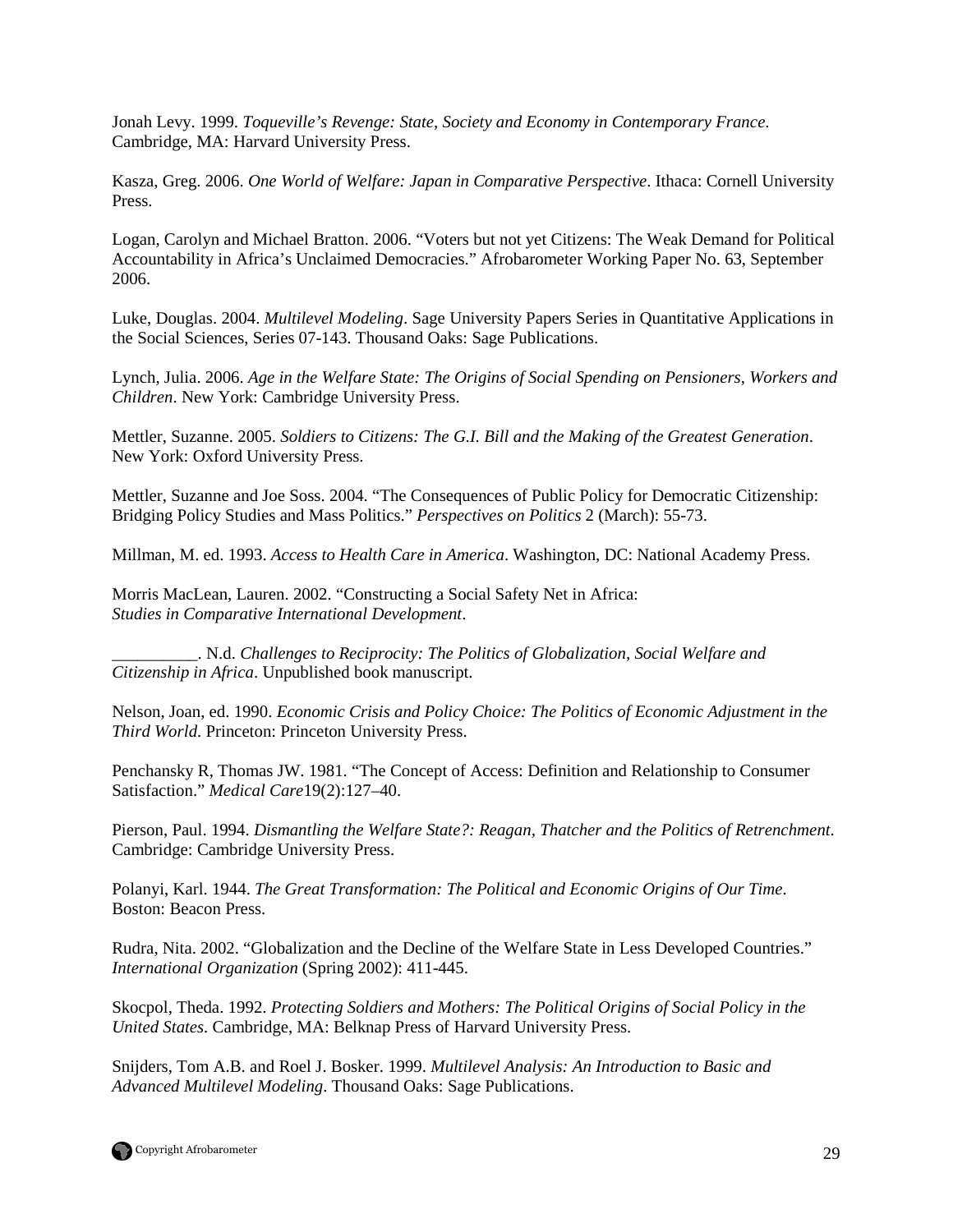Jonah Levy. 1999. *Toqueville's Revenge: State, Society and Economy in Contemporary France*. Cambridge, MA: Harvard University Press.

Kasza, Greg. 2006. *One World of Welfare: Japan in Comparative Perspective*. Ithaca: Cornell University Press.

Logan, Carolyn and Michael Bratton. 2006. "Voters but not yet Citizens: The Weak Demand for Political Accountability in Africa's Unclaimed Democracies." Afrobarometer Working Paper No. 63, September 2006.

Luke, Douglas. 2004. *Multilevel Modeling*. Sage University Papers Series in Quantitative Applications in the Social Sciences, Series 07-143. Thousand Oaks: Sage Publications.

Lynch, Julia. 2006. *Age in the Welfare State: The Origins of Social Spending on Pensioners, Workers and Children*. New York: Cambridge University Press.

Mettler, Suzanne. 2005. *Soldiers to Citizens: The G.I. Bill and the Making of the Greatest Generation*. New York: Oxford University Press.

Mettler, Suzanne and Joe Soss. 2004. "The Consequences of Public Policy for Democratic Citizenship: Bridging Policy Studies and Mass Politics." *Perspectives on Politics* 2 (March): 55-73.

Millman, M. ed. 1993. *Access to Health Care in America*. Washington, DC: National Academy Press.

Morris MacLean, Lauren. 2002. "Constructing a Social Safety Net in Africa: *Studies in Comparative International Development*.

__________. N.d. *Challenges to Reciprocity: The Politics of Globalization, Social Welfare and Citizenship in Africa*. Unpublished book manuscript.

Nelson, Joan, ed. 1990. *Economic Crisis and Policy Choice: The Politics of Economic Adjustment in the Third World*. Princeton: Princeton University Press.

Penchansky R, Thomas JW. 1981. "The Concept of Access: Definition and Relationship to Consumer Satisfaction." *Medical Care*19(2):127–40.

Pierson, Paul. 1994. *Dismantling the Welfare State?: Reagan, Thatcher and the Politics of Retrenchment*. Cambridge: Cambridge University Press.

Polanyi, Karl. 1944. *The Great Transformation: The Political and Economic Origins of Our Time*. Boston: Beacon Press.

Rudra, Nita. 2002. "Globalization and the Decline of the Welfare State in Less Developed Countries." *International Organization* (Spring 2002): 411-445.

Skocpol, Theda. 1992. *Protecting Soldiers and Mothers: The Political Origins of Social Policy in the United States*. Cambridge, MA: Belknap Press of Harvard University Press.

Snijders, Tom A.B. and Roel J. Bosker. 1999. *Multilevel Analysis: An Introduction to Basic and Advanced Multilevel Modeling*. Thousand Oaks: Sage Publications.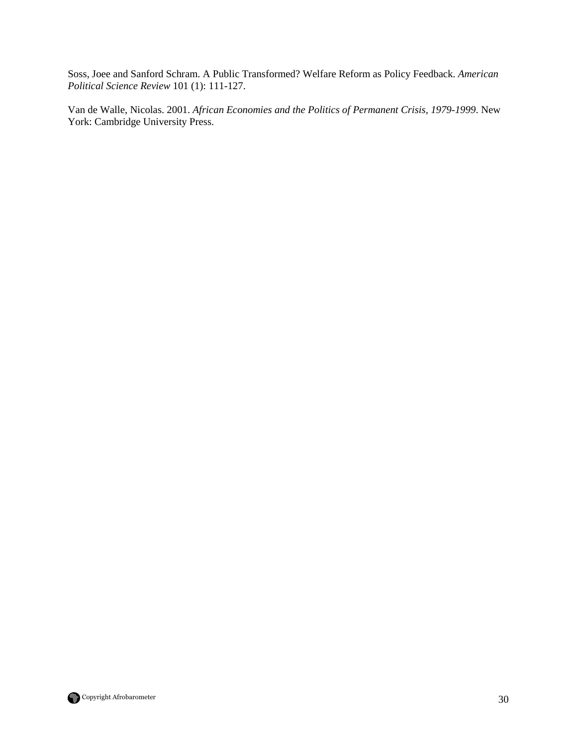Soss, Joee and Sanford Schram. A Public Transformed? Welfare Reform as Policy Feedback. *American Political Science Review* 101 (1): 111-127.

Van de Walle, Nicolas. 2001. *African Economies and the Politics of Permanent Crisis, 1979-1999*. New York: Cambridge University Press.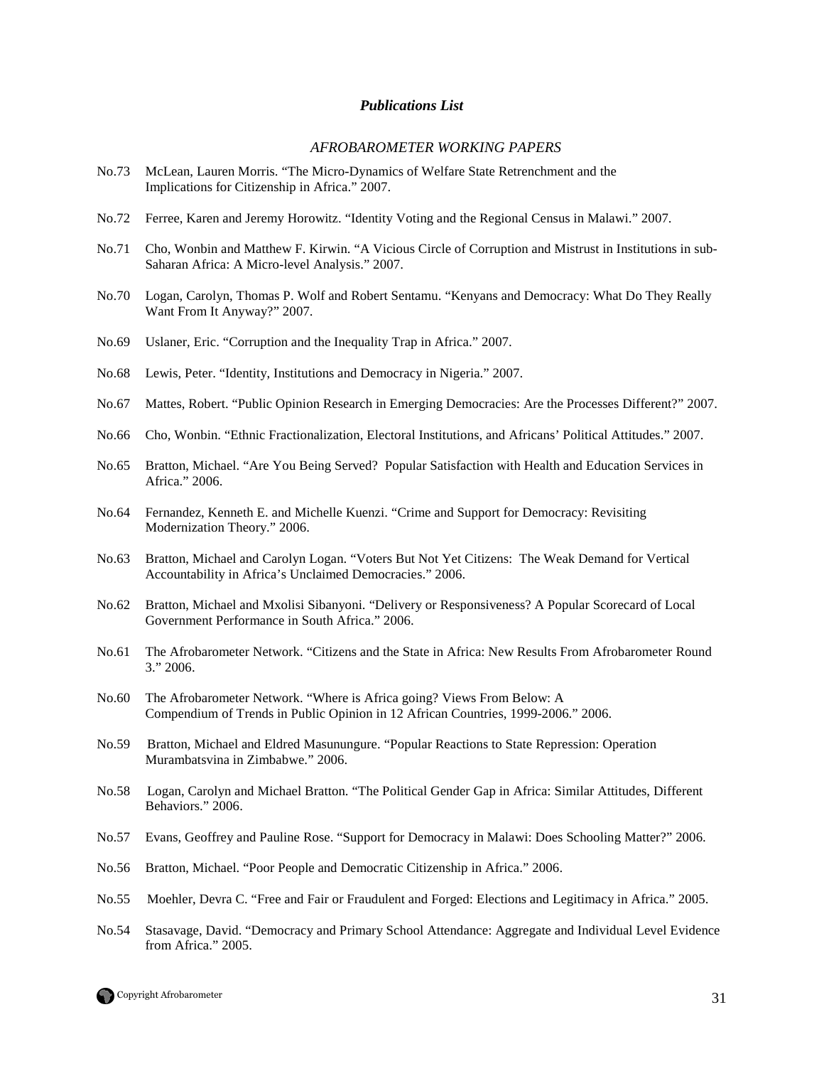## *Publications List*

### *AFROBAROMETER WORKING PAPERS*

No.73 McLean, Lauren Morris. "The Micro-Dynamics of Welfare State Retrenchment and the Implications for Citizenship in Africa." 2007.

No.72 Ferree, Karen and Jeremy Horowitz. "Identity Voting and the Regional Census in Malawi." 2007.

No.71 Cho, Wonbin and Matthew F. Kirwin. "A Vicious Circle of Corruption and Mistrust in Institutions in sub-Saharan Africa: A Micro-level Analysis." 2007.

No.70 Logan, Carolyn, Thomas P. Wolf and Robert Sentamu. "Kenyans and Democracy: What Do They Really Want From It Anyway?" 2007.

No.69 Uslaner, Eric. "Corruption and the Inequality Trap in Africa." 2007.

No.68 Lewis, Peter. "Identity, Institutions and Democracy in Nigeria." 2007.

No.67 Mattes, Robert. "Public Opinion Research in Emerging Democracies: Are the Processes Different?" 2007.

No.66 Cho, Wonbin. "Ethnic Fractionalization, Electoral Institutions, and Africans' Political Attitudes." 2007.

No.65 Bratton, Michael. "Are You Being Served? Popular Satisfaction with Health and Education Services in Africa." 2006.

No.64 Fernandez, Kenneth E. and Michelle Kuenzi. "Crime and Support for Democracy: Revisiting Modernization Theory." 2006.

No.63 Bratton, Michael and Carolyn Logan. "Voters But Not Yet Citizens: The Weak Demand for Vertical Accountability in Africa's Unclaimed Democracies." 2006.

No.62 Bratton, Michael and Mxolisi Sibanyoni. "Delivery or Responsiveness? A Popular Scorecard of Local Government Performance in South Africa." 2006.

No.61 The Afrobarometer Network. "Citizens and the State in Africa: New Results From Afrobarometer Round 3." 2006.

No.60 The Afrobarometer Network. "Where is Africa going? Views From Below: A Compendium of Trends in Public Opinion in 12 African Countries, 1999-2006." 2006.

No.59 Bratton, Michael and Eldred Masunungure. "Popular Reactions to State Repression: Operation Murambatsvina in Zimbabwe." 2006.

No.58 Logan, Carolyn and Michael Bratton. "The Political Gender Gap in Africa: Similar Attitudes, Different Behaviors." 2006.

No.57 Evans, Geoffrey and Pauline Rose. "Support for Democracy in Malawi: Does Schooling Matter?" 2006.

No.56 Bratton, Michael. "Poor People and Democratic Citizenship in Africa." 2006.

No.55 Moehler, Devra C. "Free and Fair or Fraudulent and Forged: Elections and Legitimacy in Africa." 2005.

No.54 Stasavage, David. "Democracy and Primary School Attendance: Aggregate and Individual Level Evidence from Africa." 2005.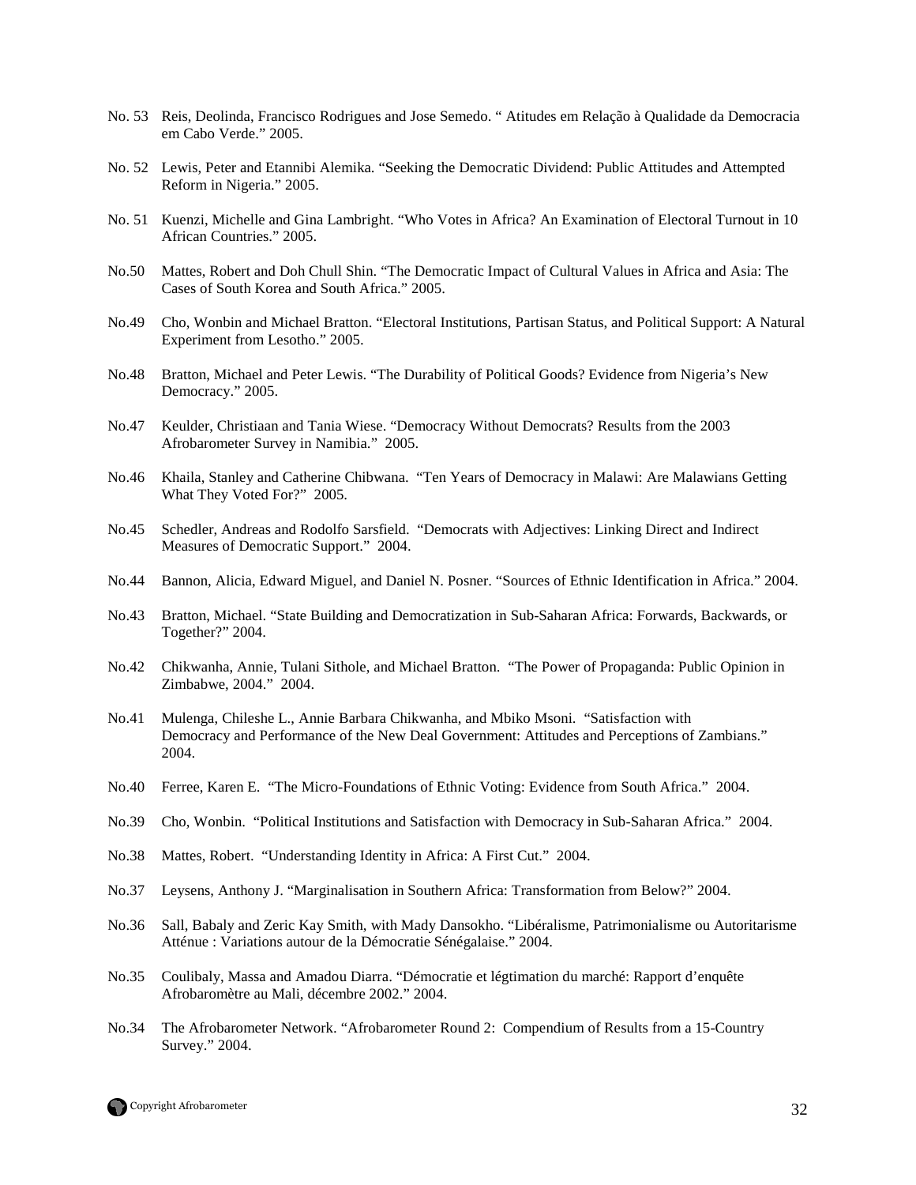No. 53 Reis, Deolinda, Francisco Rodrigues and Jose Semedo. " Atitudes em Relação à Qualidade da Democracia em Cabo Verde." 2005.

No. 52 Lewis, Peter and Etannibi Alemika. "Seeking the Democratic Dividend: Public Attitudes and Attempted Reform in Nigeria." 2005.

No. 51 Kuenzi, Michelle and Gina Lambright. "Who Votes in Africa? An Examination of Electoral Turnout in 10 African Countries." 2005.

No.50 Mattes, Robert and Doh Chull Shin. "The Democratic Impact of Cultural Values in Africa and Asia: The Cases of South Korea and South Africa." 2005.

No.49 Cho, Wonbin and Michael Bratton. "Electoral Institutions, Partisan Status, and Political Support: A Natural Experiment from Lesotho." 2005.

No.48 Bratton, Michael and Peter Lewis. "The Durability of Political Goods? Evidence from Nigeria's New Democracy." 2005.

No.47 Keulder, Christiaan and Tania Wiese. "Democracy Without Democrats? Results from the 2003 Afrobarometer Survey in Namibia." 2005.

No.46 Khaila, Stanley and Catherine Chibwana. "Ten Years of Democracy in Malawi: Are Malawians Getting What They Voted For?" 2005.

No.45 Schedler, Andreas and Rodolfo Sarsfield. "Democrats with Adjectives: Linking Direct and Indirect Measures of Democratic Support." 2004.

No.44 Bannon, Alicia, Edward Miguel, and Daniel N. Posner. "Sources of Ethnic Identification in Africa." 2004.

No.43 Bratton, Michael. "State Building and Democratization in Sub-Saharan Africa: Forwards, Backwards, or Together?" 2004.

No.42 Chikwanha, Annie, Tulani Sithole, and Michael Bratton. "The Power of Propaganda: Public Opinion in Zimbabwe, 2004." 2004.

No.41 Mulenga, Chileshe L., Annie Barbara Chikwanha, and Mbiko Msoni. "Satisfaction with Democracy and Performance of the New Deal Government: Attitudes and Perceptions of Zambians." 2004.

No.40 Ferree, Karen E. "The Micro-Foundations of Ethnic Voting: Evidence from South Africa." 2004.

No.39 Cho, Wonbin. "Political Institutions and Satisfaction with Democracy in Sub-Saharan Africa." 2004.

No.38 Mattes, Robert. "Understanding Identity in Africa: A First Cut." 2004.

No.37 Leysens, Anthony J. "Marginalisation in Southern Africa: Transformation from Below?" 2004.

No.36 Sall, Babaly and Zeric Kay Smith, with Mady Dansokho. "Libéralisme, Patrimonialisme ou Autoritarisme Atténue : Variations autour de la Démocratie Sénégalaise." 2004.

No.35 Coulibaly, Massa and Amadou Diarra. "Démocratie et légtimation du marché: Rapport d'enquête Afrobaromètre au Mali, décembre 2002." 2004.

No.34 The Afrobarometer Network. "Afrobarometer Round 2: Compendium of Results from a 15-Country Survey." 2004.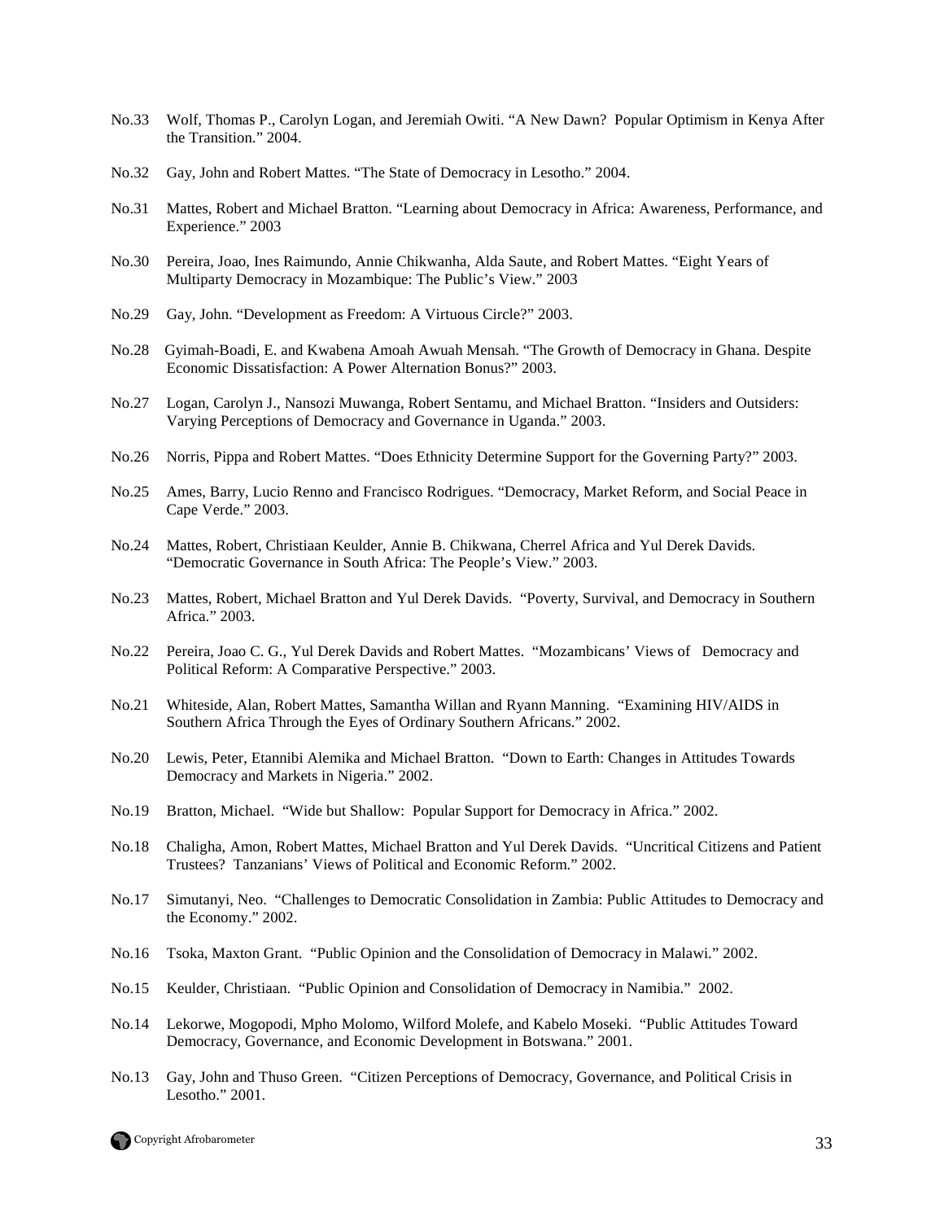No.33 Wolf, Thomas P., Carolyn Logan, and Jeremiah Owiti. "A New Dawn? Popular Optimism in Kenya After the Transition." 2004.

No.32 Gay, John and Robert Mattes. "The State of Democracy in Lesotho." 2004.

No.31 Mattes, Robert and Michael Bratton. "Learning about Democracy in Africa: Awareness, Performance, and Experience." 2003

No.30 Pereira, Joao, Ines Raimundo, Annie Chikwanha, Alda Saute, and Robert Mattes. "Eight Years of Multiparty Democracy in Mozambique: The Public's View." 2003

No.29 Gay, John. "Development as Freedom: A Virtuous Circle?" 2003.

No.28 Gyimah-Boadi, E. and Kwabena Amoah Awuah Mensah. "The Growth of Democracy in Ghana. Despite Economic Dissatisfaction: A Power Alternation Bonus?" 2003.

No.27 Logan, Carolyn J., Nansozi Muwanga, Robert Sentamu, and Michael Bratton. "Insiders and Outsiders: Varying Perceptions of Democracy and Governance in Uganda." 2003.

No.26 Norris, Pippa and Robert Mattes. "Does Ethnicity Determine Support for the Governing Party?" 2003.

No.25 Ames, Barry, Lucio Renno and Francisco Rodrigues. "Democracy, Market Reform, and Social Peace in Cape Verde." 2003.

No.24 Mattes, Robert, Christiaan Keulder, Annie B. Chikwana, Cherrel Africa and Yul Derek Davids. "Democratic Governance in South Africa: The People's View." 2003.

No.23 Mattes, Robert, Michael Bratton and Yul Derek Davids. "Poverty, Survival, and Democracy in Southern Africa." 2003.

No.22 Pereira, Joao C. G., Yul Derek Davids and Robert Mattes. "Mozambicans' Views of Democracy and Political Reform: A Comparative Perspective." 2003.

No.21 Whiteside, Alan, Robert Mattes, Samantha Willan and Ryann Manning. "Examining HIV/AIDS in Southern Africa Through the Eyes of Ordinary Southern Africans." 2002.

No.20 Lewis, Peter, Etannibi Alemika and Michael Bratton. "Down to Earth: Changes in Attitudes Towards Democracy and Markets in Nigeria." 2002.

No.19 Bratton, Michael. "Wide but Shallow: Popular Support for Democracy in Africa." 2002.

No.18 Chaligha, Amon, Robert Mattes, Michael Bratton and Yul Derek Davids. "Uncritical Citizens and Patient Trustees? Tanzanians' Views of Political and Economic Reform." 2002.

No.17 Simutanyi, Neo. "Challenges to Democratic Consolidation in Zambia: Public Attitudes to Democracy and the Economy." 2002.

No.16 Tsoka, Maxton Grant. "Public Opinion and the Consolidation of Democracy in Malawi." 2002.

No.15 Keulder, Christiaan. "Public Opinion and Consolidation of Democracy in Namibia." 2002.

No.14 Lekorwe, Mogopodi, Mpho Molomo, Wilford Molefe, and Kabelo Moseki. "Public Attitudes Toward Democracy, Governance, and Economic Development in Botswana." 2001.

No.13 Gay, John and Thuso Green. "Citizen Perceptions of Democracy, Governance, and Political Crisis in Lesotho." 2001.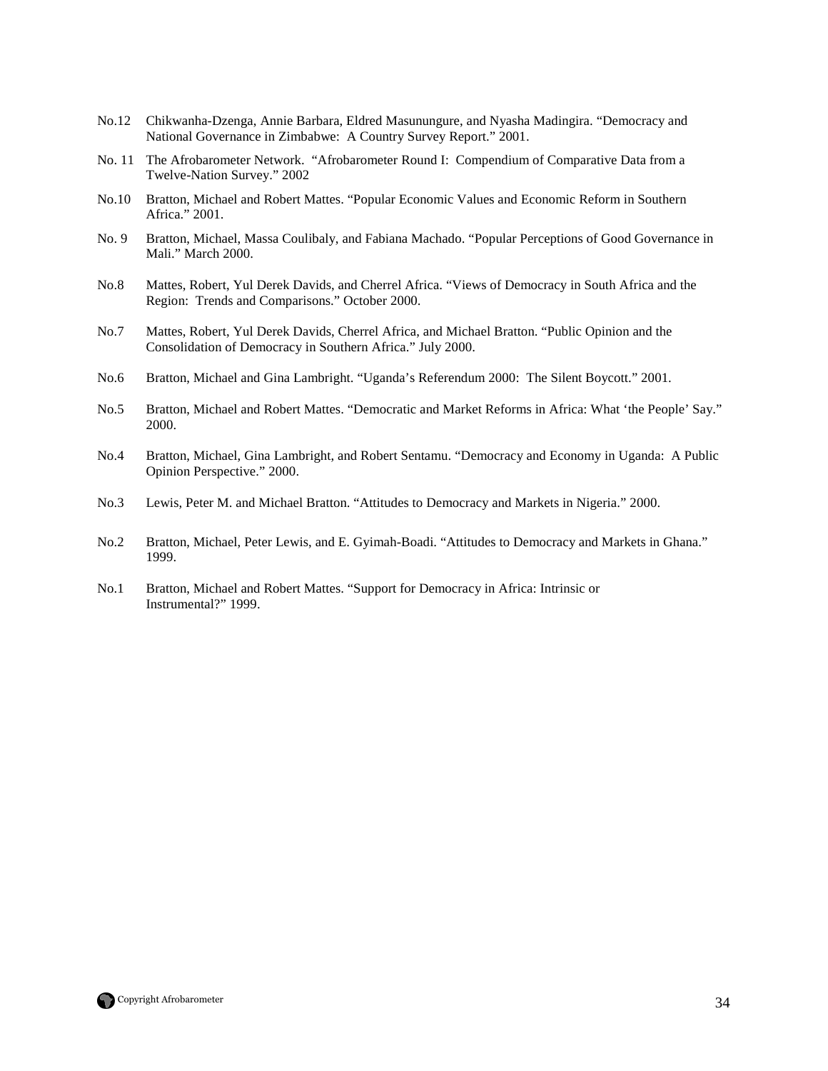No.12 Chikwanha-Dzenga, Annie Barbara, Eldred Masunungure, and Nyasha Madingira. "Democracy and National Governance in Zimbabwe: A Country Survey Report." 2001.

No. 11 The Afrobarometer Network. "Afrobarometer Round I: Compendium of Comparative Data from a Twelve-Nation Survey." 2002

No.10 Bratton, Michael and Robert Mattes. "Popular Economic Values and Economic Reform in Southern Africa." 2001.

No. 9 Bratton, Michael, Massa Coulibaly, and Fabiana Machado. "Popular Perceptions of Good Governance in Mali." March 2000.

No.8 Mattes, Robert, Yul Derek Davids, and Cherrel Africa. "Views of Democracy in South Africa and the Region: Trends and Comparisons." October 2000.

No.7 Mattes, Robert, Yul Derek Davids, Cherrel Africa, and Michael Bratton. "Public Opinion and the Consolidation of Democracy in Southern Africa." July 2000.

No.6 Bratton, Michael and Gina Lambright. "Uganda's Referendum 2000: The Silent Boycott." 2001.

No.5 Bratton, Michael and Robert Mattes. "Democratic and Market Reforms in Africa: What 'the People' Say." 2000.

No.4 Bratton, Michael, Gina Lambright, and Robert Sentamu. "Democracy and Economy in Uganda: A Public Opinion Perspective." 2000.

No.3 Lewis, Peter M. and Michael Bratton. "Attitudes to Democracy and Markets in Nigeria." 2000.

No.2 Bratton, Michael, Peter Lewis, and E. Gyimah-Boadi. "Attitudes to Democracy and Markets in Ghana." 1999.

No.1 Bratton, Michael and Robert Mattes. "Support for Democracy in Africa: Intrinsic or Instrumental?" 1999.